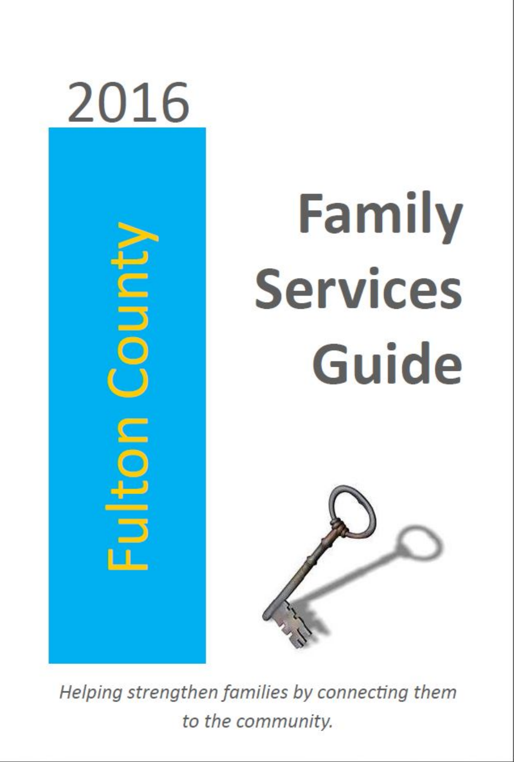2016

Fulton County

# Family Services Guide

*Helping strengthen families by connecting them to the community.*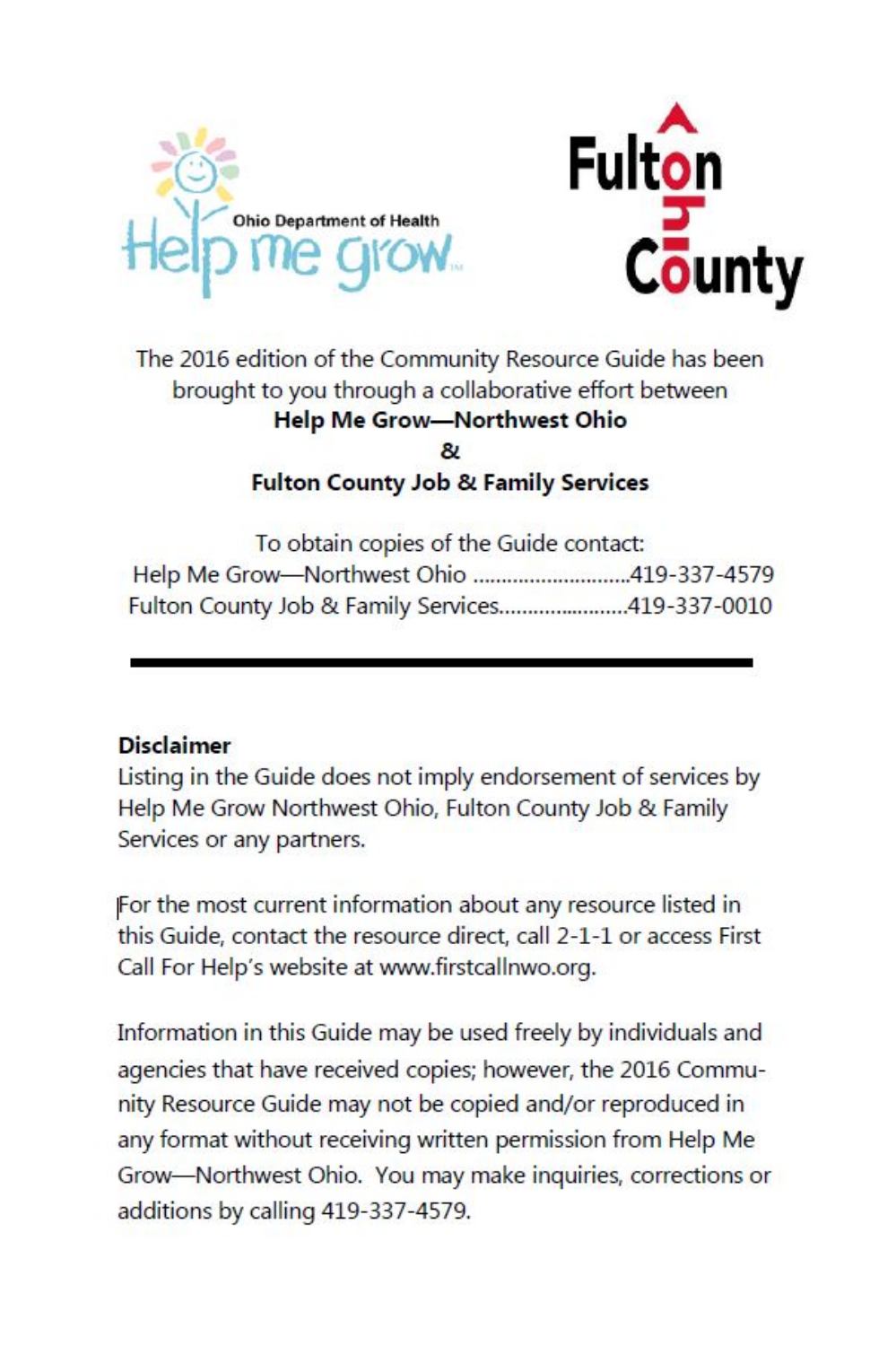The 2016 edition of the Community Resource Guide has been brought to you through a collaborative effort between

**Help Me Grow—Northwest Ohio**

**&**

**Fulton County Job & Family Services**

To obtain copies of the Guide contact:

Help Me Grow—Northwest Ohio ............................419-337-4579

Fulton County Job & Family Services.......................419-337-0010

---

**Disclaimer**

Listing in the Guide does not imply endorsement of services by Help Me Grow Northwest Ohio, Fulton County Job & Family Services or any partners.

For the most current information about any resource listed in this Guide, contact the resource direct, call 2-1-1 or access First Call For Help's website at www.firstcallnwo.org.

Information in this Guide may be used freely by individuals and agencies that have received copies; however, the 2016 Community Resource Guide may not be copied and/or reproduced in any format without receiving written permission from Help Me Grow—Northwest Ohio. You may make inquiries, corrections or additions by calling 419-337-4579.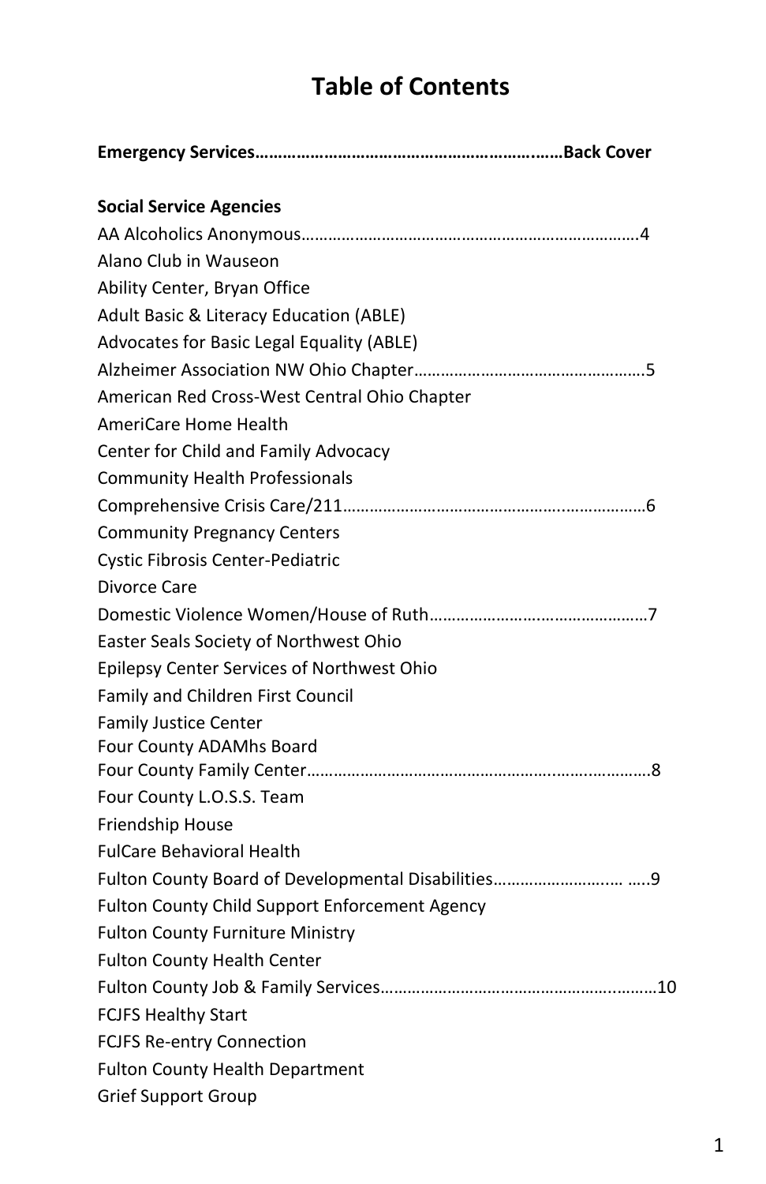# Table of Contents

**Emergency Services……………………………………………………….……Back Cover**

**Social Service Agencies**

AA Alcoholics Anonymous………………………………………………………………….4
Alano Club in Wauseon
Ability Center, Bryan Office
Adult Basic & Literacy Education (ABLE)
Advocates for Basic Legal Equality (ABLE)
Alzheimer Association NW Ohio Chapter……………………………………………5
American Red Cross-West Central Ohio Chapter
AmeriCare Home Health
Center for Child and Family Advocacy
Community Health Professionals
Comprehensive Crisis Care/211…………………………………………..……………6
Community Pregnancy Centers
Cystic Fibrosis Center-Pediatric
Divorce Care
Domestic Violence Women/House of Ruth…………………………………………7
Easter Seals Society of Northwest Ohio
Epilepsy Center Services of Northwest Ohio
Family and Children First Council
Family Justice Center
Four County ADAMhs Board
Four County Family Center……………………………………………….……..………8
Four County L.O.S.S. Team
Friendship House
FulCare Behavioral Health
Fulton County Board of Developmental Disabilities……………………..… …..9
Fulton County Child Support Enforcement Agency
Fulton County Furniture Ministry
Fulton County Health Center
Fulton County Job & Family Services……………………………………….………10
FCJFS Healthy Start
FCJFS Re-entry Connection
Fulton County Health Department
Grief Support Group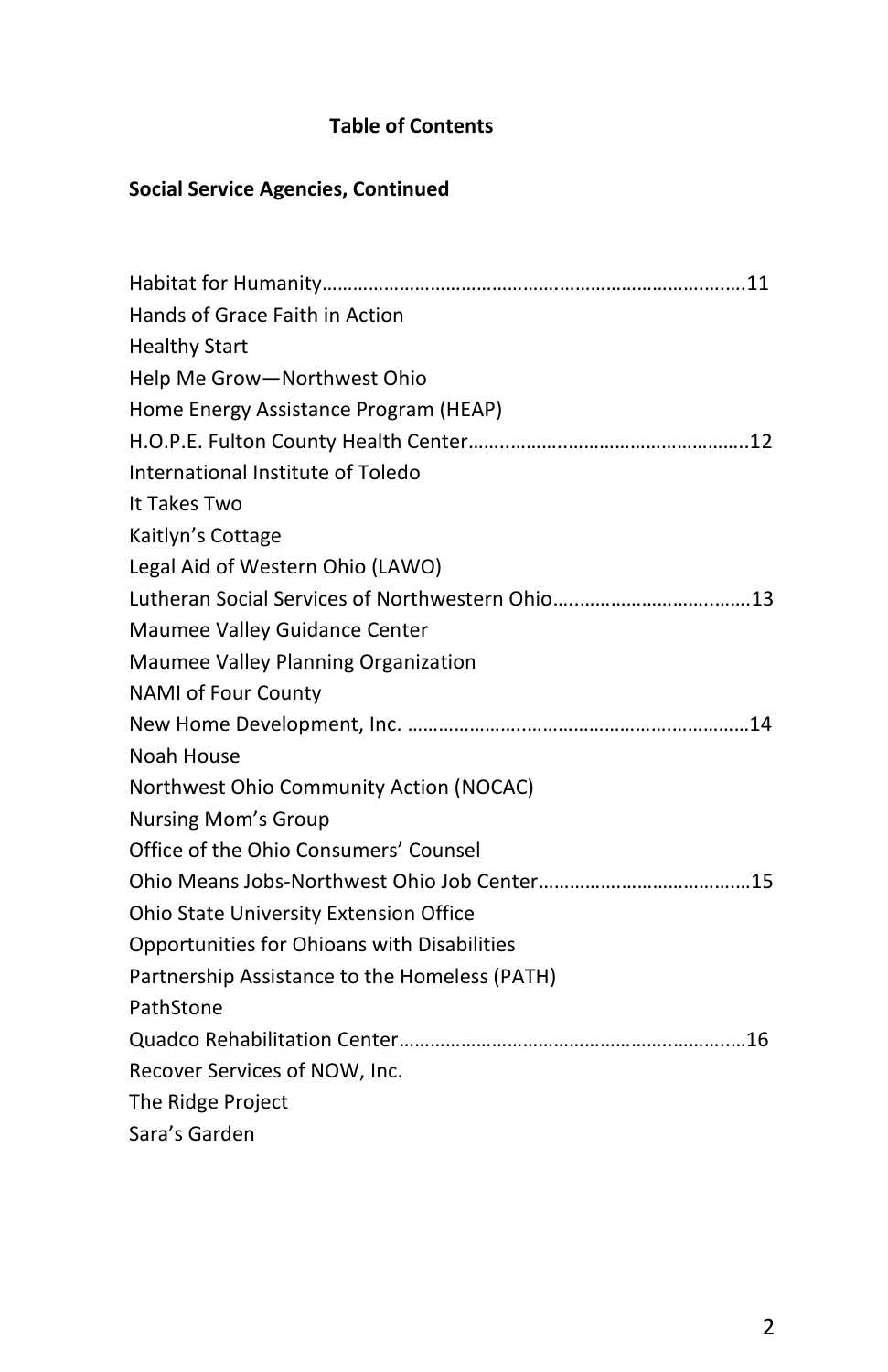## Table of Contents

### Social Service Agencies, Continued

Habitat for Humanity……………………………………………………………………………11
Hands of Grace Faith in Action
Healthy Start
Help Me Grow—Northwest Ohio
Home Energy Assistance Program (HEAP)
H.O.P.E. Fulton County Health Center……………………………………………………12
International Institute of Toledo
It Takes Two
Kaitlyn's Cottage
Legal Aid of Western Ohio (LAWO)
Lutheran Social Services of Northwestern Ohio……………………………………13
Maumee Valley Guidance Center
Maumee Valley Planning Organization
NAMI of Four County
New Home Development, Inc. ……………………………………………………………14
Noah House
Northwest Ohio Community Action (NOCAC)
Nursing Mom's Group
Office of the Ohio Consumers' Counsel
Ohio Means Jobs-Northwest Ohio Job Center……………………………………15
Ohio State University Extension Office
Opportunities for Ohioans with Disabilities
Partnership Assistance to the Homeless (PATH)
PathStone
Quadco Rehabilitation Center……………………………………………………………16
Recover Services of NOW, Inc.
The Ridge Project
Sara's Garden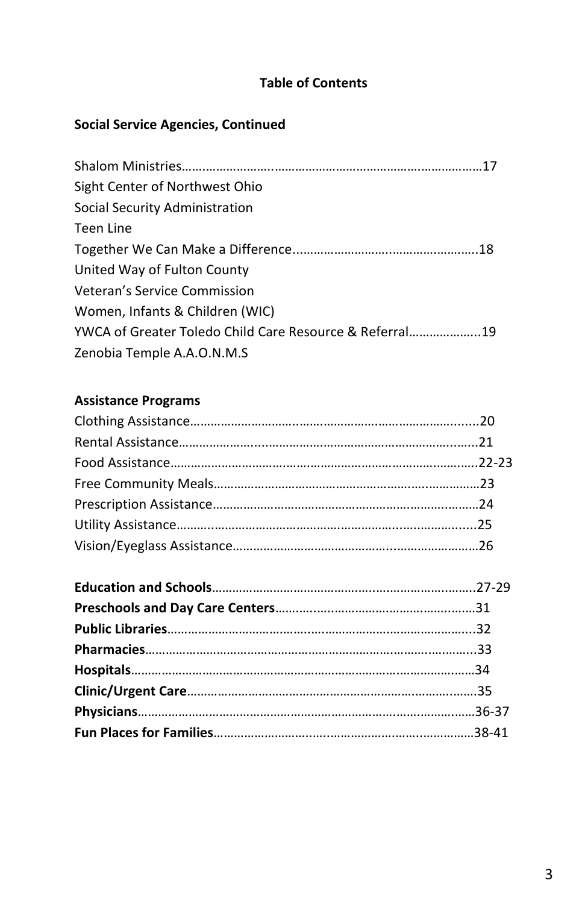## Table of Contents

### Social Service Agencies, Continued

Shalom Ministries……………………………………………………………………………17
Sight Center of Northwest Ohio
Social Security Administration
Teen Line
Together We Can Make a Difference.......................................................18
United Way of Fulton County
Veteran's Service Commission
Women, Infants & Children (WIC)
YWCA of Greater Toledo Child Care Resource & Referral…………………..19
Zenobia Temple A.A.O.N.M.S

### Assistance Programs

Clothing Assistance……………………………………………………………………......20
Rental Assistance…………………………………………………………………………..21
Food Assistance……………………………………………………………………………..22-23
Free Community Meals……………………………………………………………………23
Prescription Assistance……………………………………………………………………24
Utility Assistance…………………………………………………………………………....25
Vision/Eyeglass Assistance………………………………………………………………26

**Education and Schools**……………………………………………………………………27-29
**Preschools and Day Care Centers**…………………………………………………31
**Public Libraries**…………………………………………………………………………....32
**Pharmacies**………………………………………………………………………………....33
**Hospitals**……………………………………………………………………………………34
**Clinic/Urgent Care**………………………………………………………………………35
**Physicians**…………………………………………………………………………………36-37
**Fun Places for Families**………………………………………………………………38-41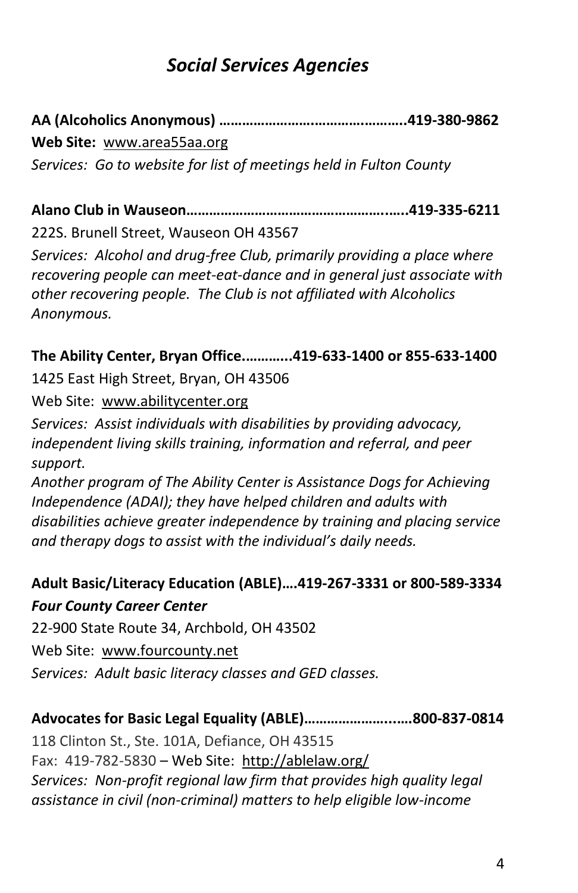# *Social Services Agencies*

**AA (Alcoholics Anonymous) ……………………………………………..419-380-9862**
**Web Site:** www.area55aa.org
*Services: Go to website for list of meetings held in Fulton County*

**Alano Club in Wauseon……………………………………………..…..419-335-6211**
222S. Brunell Street, Wauseon OH 43567
*Services: Alcohol and drug-free Club, primarily providing a place where recovering people can meet-eat-dance and in general just associate with other recovering people. The Club is not affiliated with Alcoholics Anonymous.*

**The Ability Center, Bryan Office.………..419-633-1400 or 855-633-1400**
1425 East High Street, Bryan, OH 43506
Web Site: www.abilitycenter.org
*Services: Assist individuals with disabilities by providing advocacy, independent living skills training, information and referral, and peer support.*
*Another program of The Ability Center is Assistance Dogs for Achieving Independence (ADAI); they have helped children and adults with disabilities achieve greater independence by training and placing service and therapy dogs to assist with the individual's daily needs.*

**Adult Basic/Literacy Education (ABLE)….419-267-3331 or 800-589-3334**
***Four County Career Center***
22-900 State Route 34, Archbold, OH 43502
Web Site: www.fourcounty.net
*Services: Adult basic literacy classes and GED classes.*

**Advocates for Basic Legal Equality (ABLE)…………………..….800-837-0814**
118 Clinton St., Ste. 101A, Defiance, OH 43515
Fax: 419-782-5830 – Web Site: http://ablelaw.org/
*Services: Non-profit regional law firm that provides high quality legal assistance in civil (non-criminal) matters to help eligible low-income*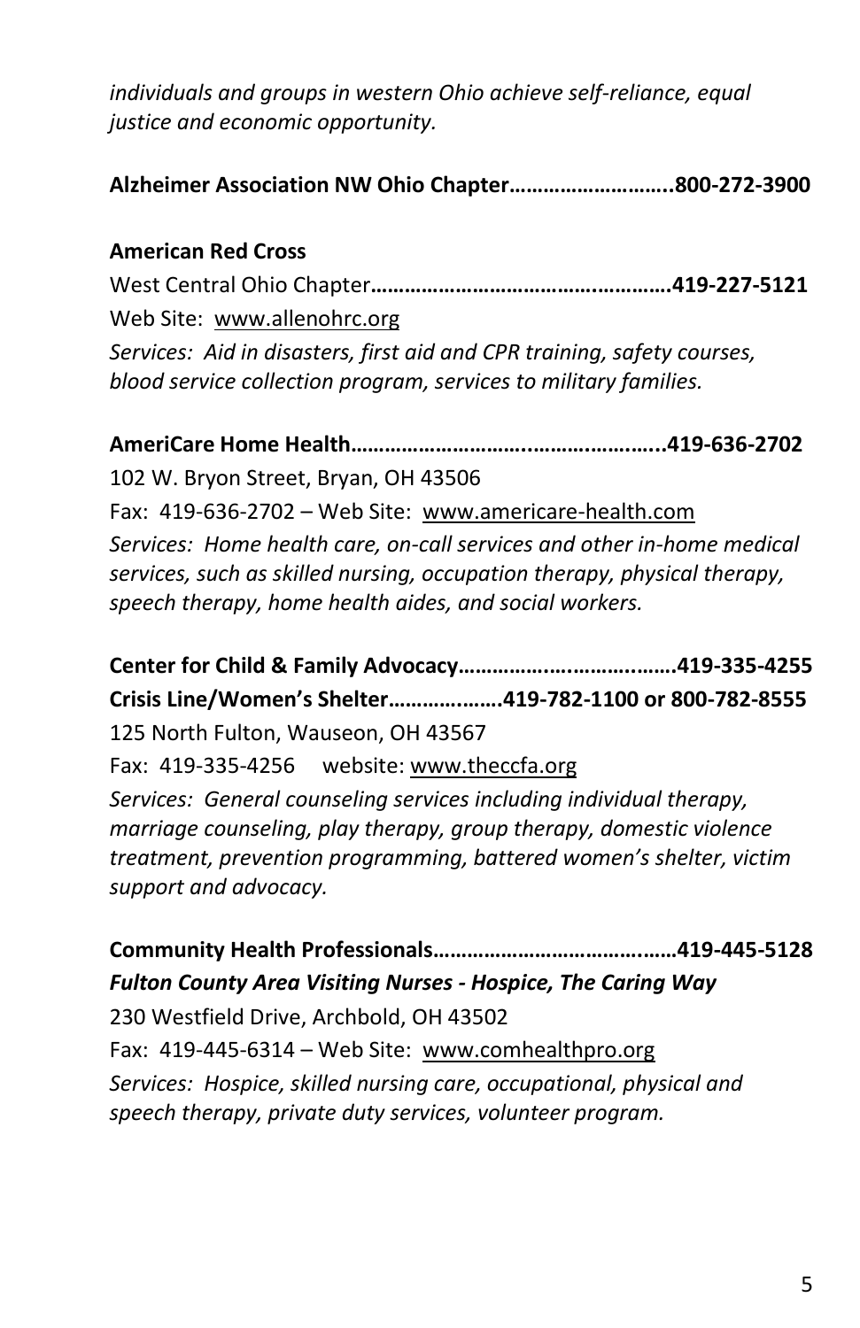*individuals and groups in western Ohio achieve self-reliance, equal justice and economic opportunity.*

**Alzheimer Association NW Ohio Chapter……………………..800-272-3900**

**American Red Cross**

West Central Ohio Chapter**……………………………………………419-227-5121**

Web Site: www.allenohrc.org

*Services: Aid in disasters, first aid and CPR training, safety courses, blood service collection program, services to military families.*

**AmeriCare Home Health……………………….……….……..419-636-2702**

102 W. Bryon Street, Bryan, OH 43506

Fax: 419-636-2702 – Web Site: www.americare-health.com

*Services: Home health care, on-call services and other in-home medical services, such as skilled nursing, occupation therapy, physical therapy, speech therapy, home health aides, and social workers.*

**Center for Child & Family Advocacy……………..…………..…….419-335-4255**

**Crisis Line/Women's Shelter……….………419-782-1100 or 800-782-8555**

125 North Fulton, Wauseon, OH 43567

Fax: 419-335-4256 website: www.theccfa.org

*Services: General counseling services including individual therapy, marriage counseling, play therapy, group therapy, domestic violence treatment, prevention programming, battered women's shelter, victim support and advocacy.*

**Community Health Professionals…………………………….……419-445-5128**

***Fulton County Area Visiting Nurses - Hospice, The Caring Way***

230 Westfield Drive, Archbold, OH 43502

Fax: 419-445-6314 – Web Site: www.comhealthpro.org

*Services: Hospice, skilled nursing care, occupational, physical and speech therapy, private duty services, volunteer program.*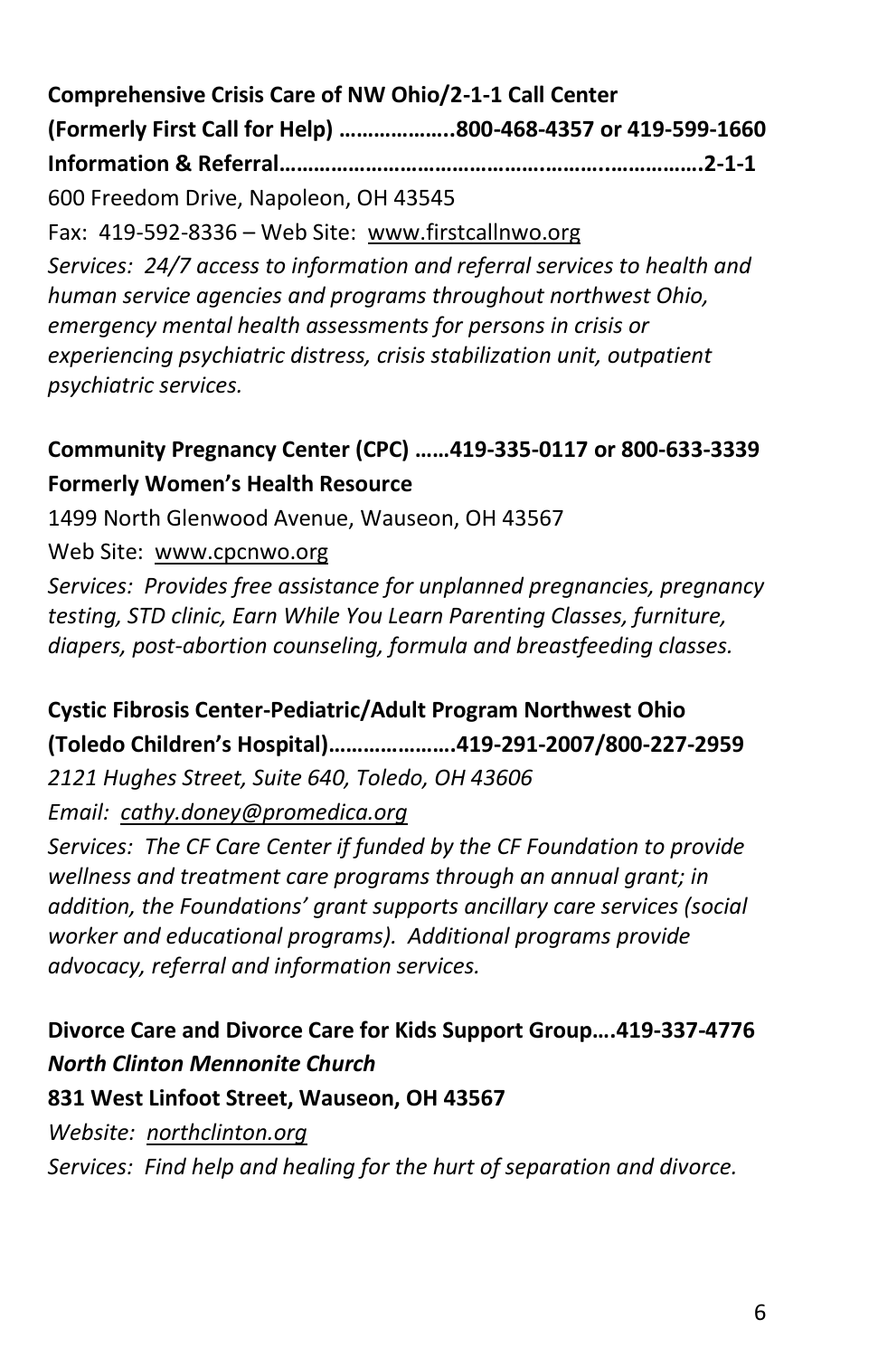**Comprehensive Crisis Care of NW Ohio/2-1-1 Call Center**
**(Formerly First Call for Help) ………………..800-468-4357 or 419-599-1660**
**Information & Referral……………………………………………..……………2-1-1**

600 Freedom Drive, Napoleon, OH 43545

Fax: 419-592-8336 – Web Site: www.firstcallnwo.org

*Services: 24/7 access to information and referral services to health and human service agencies and programs throughout northwest Ohio, emergency mental health assessments for persons in crisis or experiencing psychiatric distress, crisis stabilization unit, outpatient psychiatric services.*

**Community Pregnancy Center (CPC) ……419-335-0117 or 800-633-3339**
**Formerly Women's Health Resource**

1499 North Glenwood Avenue, Wauseon, OH 43567

Web Site: www.cpcnwo.org

*Services: Provides free assistance for unplanned pregnancies, pregnancy testing, STD clinic, Earn While You Learn Parenting Classes, furniture, diapers, post-abortion counseling, formula and breastfeeding classes.*

**Cystic Fibrosis Center-Pediatric/Adult Program Northwest Ohio**
**(Toledo Children's Hospital)…………………419-291-2007/800-227-2959**

*2121 Hughes Street, Suite 640, Toledo, OH 43606*

*Email: cathy.doney@promedica.org*

*Services: The CF Care Center if funded by the CF Foundation to provide wellness and treatment care programs through an annual grant; in addition, the Foundations' grant supports ancillary care services (social worker and educational programs). Additional programs provide advocacy, referral and information services.*

**Divorce Care and Divorce Care for Kids Support Group….419-337-4776**
***North Clinton Mennonite Church***
**831 West Linfoot Street, Wauseon, OH 43567**

*Website: northclinton.org*

*Services: Find help and healing for the hurt of separation and divorce.*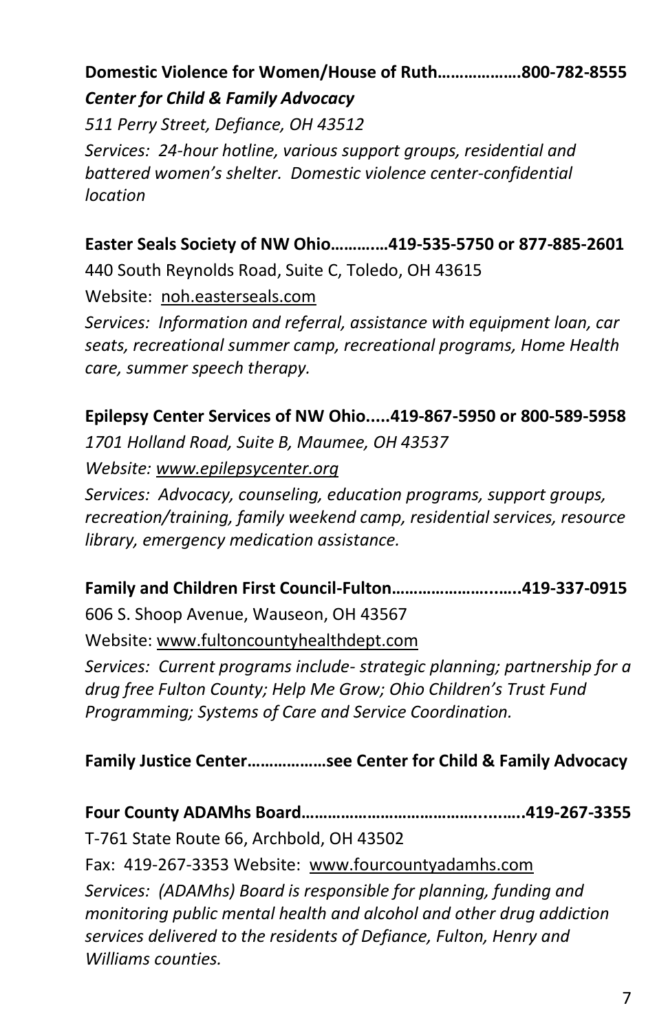**Domestic Violence for Women/House of Ruth……………….800-782-8555**
***Center for Child & Family Advocacy***

*511 Perry Street, Defiance, OH 43512*

*Services: 24-hour hotline, various support groups, residential and battered women's shelter. Domestic violence center-confidential location*

**Easter Seals Society of NW Ohio………..419-535-5750 or 877-885-2601**

440 South Reynolds Road, Suite C, Toledo, OH 43615

Website: noh.easterseals.com

*Services: Information and referral, assistance with equipment loan, car seats, recreational summer camp, recreational programs, Home Health care, summer speech therapy.*

**Epilepsy Center Services of NW Ohio.....419-867-5950 or 800-589-5958**

*1701 Holland Road, Suite B, Maumee, OH 43537*

*Website: www.epilepsycenter.org*

*Services: Advocacy, counseling, education programs, support groups, recreation/training, family weekend camp, residential services, resource library, emergency medication assistance.*

**Family and Children First Council-Fulton……………………..…..419-337-0915**

606 S. Shoop Avenue, Wauseon, OH 43567

Website: www.fultoncountyhealthdept.com

*Services: Current programs include- strategic planning; partnership for a drug free Fulton County; Help Me Grow; Ohio Children's Trust Fund Programming; Systems of Care and Service Coordination.*

**Family Justice Center………………see Center for Child & Family Advocacy**

**Four County ADAMhs Board…………………………………..……..419-267-3355**

T-761 State Route 66, Archbold, OH 43502

Fax: 419-267-3353 Website: www.fourcountyadamhs.com

*Services: (ADAMhs) Board is responsible for planning, funding and monitoring public mental health and alcohol and other drug addiction services delivered to the residents of Defiance, Fulton, Henry and Williams counties.*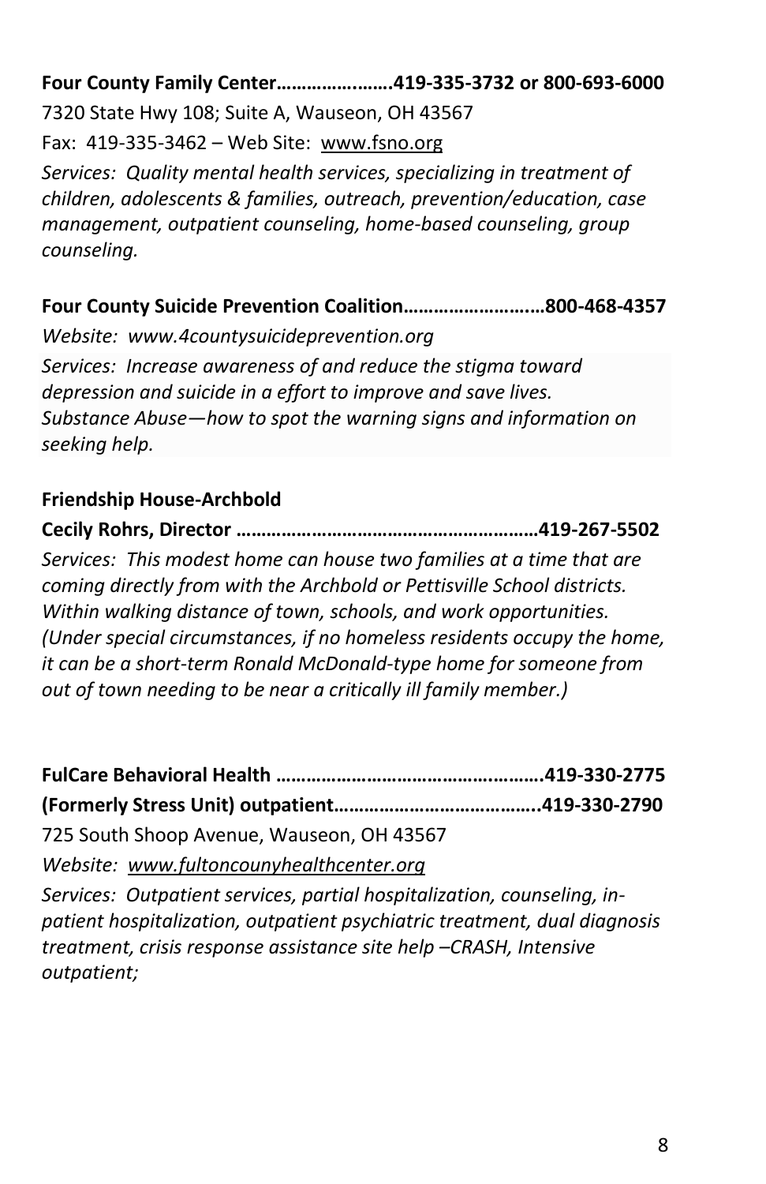**Four County Family Center…………….…….419-335-3732 or 800-693-6000**

7320 State Hwy 108; Suite A, Wauseon, OH 43567

Fax: 419-335-3462 – Web Site: www.fsno.org

*Services: Quality mental health services, specializing in treatment of children, adolescents & families, outreach, prevention/education, case management, outpatient counseling, home-based counseling, group counseling.*

**Four County Suicide Prevention Coalition…………………..…800-468-4357**

*Website: www.4countysuicideprevention.org*

*Services: Increase awareness of and reduce the stigma toward depression and suicide in a effort to improve and save lives. Substance Abuse—how to spot the warning signs and information on seeking help.*

**Friendship House-Archbold**

**Cecily Rohrs, Director …………………………………………………419-267-5502**

*Services: This modest home can house two families at a time that are coming directly from with the Archbold or Pettisville School districts. Within walking distance of town, schools, and work opportunities. (Under special circumstances, if no homeless residents occupy the home, it can be a short-term Ronald McDonald-type home for someone from out of town needing to be near a critically ill family member.)*

**FulCare Behavioral Health ……………………………………….…….419-330-2775**

**(Formerly Stress Unit) outpatient………………………………..419-330-2790**

725 South Shoop Avenue, Wauseon, OH 43567

*Website: www.fultoncounyhealthcenter.org*

*Services: Outpatient services, partial hospitalization, counseling, in-patient hospitalization, outpatient psychiatric treatment, dual diagnosis treatment, crisis response assistance site help –CRASH, Intensive outpatient;*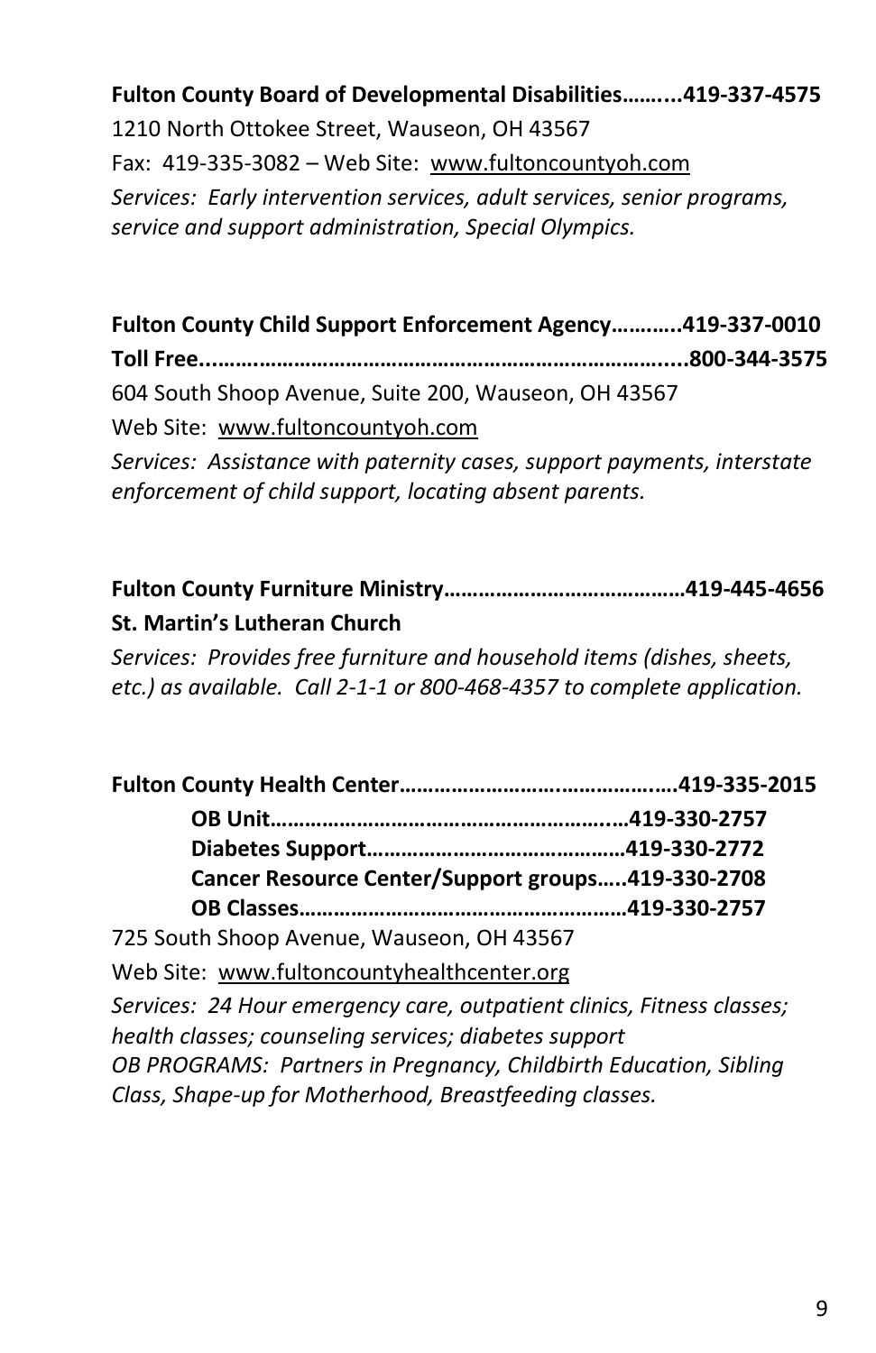**Fulton County Board of Developmental Disabilities……...419-337-4575**
1210 North Ottokee Street, Wauseon, OH 43567
Fax: 419-335-3082 – Web Site: www.fultoncountyoh.com
*Services: Early intervention services, adult services, senior programs, service and support administration, Special Olympics.*

**Fulton County Child Support Enforcement Agency………..419-337-0010**
**Toll Free...…………………………………………………………………....800-344-3575**
604 South Shoop Avenue, Suite 200, Wauseon, OH 43567
Web Site: www.fultoncountyoh.com
*Services: Assistance with paternity cases, support payments, interstate enforcement of child support, locating absent parents.*

**Fulton County Furniture Ministry…………………………………419-445-4656**
**St. Martin's Lutheran Church**
*Services: Provides free furniture and household items (dishes, sheets, etc.) as available. Call 2-1-1 or 800-468-4357 to complete application.*

**Fulton County Health Center……………………….……………….419-335-2015**

- **OB Unit…………………………………………………..…419-330-2757**
- **Diabetes Support……………………………………419-330-2772**
- **Cancer Resource Center/Support groups…..419-330-2708**
- **OB Classes…………………………………………………419-330-2757**

725 South Shoop Avenue, Wauseon, OH 43567
Web Site: www.fultoncountyhealthcenter.org
*Services: 24 Hour emergency care, outpatient clinics, Fitness classes; health classes; counseling services; diabetes support*
*OB PROGRAMS: Partners in Pregnancy, Childbirth Education, Sibling Class, Shape-up for Motherhood, Breastfeeding classes.*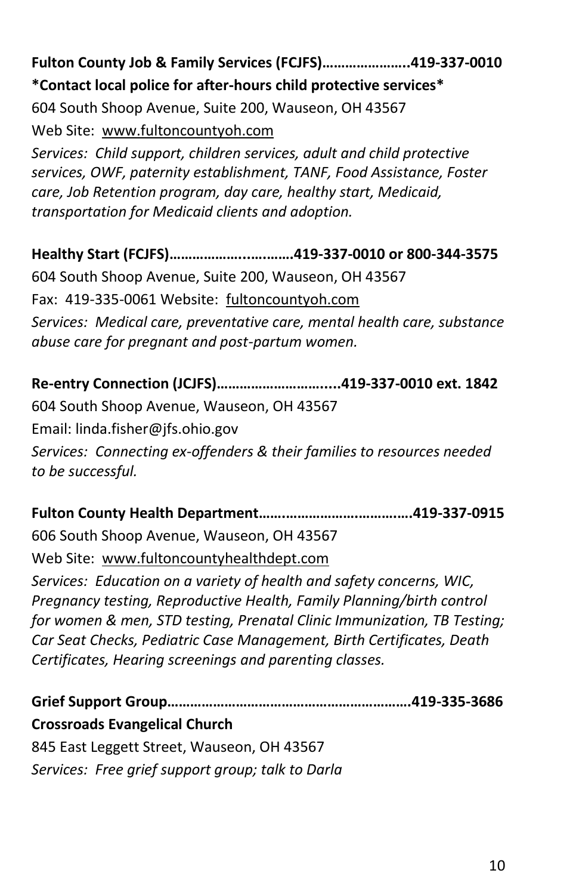**Fulton County Job & Family Services (FCJFS)…………………..419-337-0010**

**\*Contact local police for after-hours child protective services\***

604 South Shoop Avenue, Suite 200, Wauseon, OH 43567

Web Site: www.fultoncountyoh.com

*Services: Child support, children services, adult and child protective services, OWF, paternity establishment, TANF, Food Assistance, Foster care, Job Retention program, day care, healthy start, Medicaid, transportation for Medicaid clients and adoption.*

**Healthy Start (FCJFS)……………..….……419-337-0010 or 800-344-3575**

604 South Shoop Avenue, Suite 200, Wauseon, OH 43567

Fax: 419-335-0061 Website: fultoncountyoh.com

*Services: Medical care, preventative care, mental health care, substance abuse care for pregnant and post-partum women.*

**Re-entry Connection (JCJFS)………………………....419-337-0010 ext. 1842**

604 South Shoop Avenue, Wauseon, OH 43567

Email: linda.fisher@jfs.ohio.gov

*Services: Connecting ex-offenders & their families to resources needed to be successful.*

**Fulton County Health Department…….…………….…………419-337-0915**

606 South Shoop Avenue, Wauseon, OH 43567

Web Site: www.fultoncountyhealthdept.com

*Services: Education on a variety of health and safety concerns, WIC, Pregnancy testing, Reproductive Health, Family Planning/birth control for women & men, STD testing, Prenatal Clinic Immunization, TB Testing; Car Seat Checks, Pediatric Case Management, Birth Certificates, Death Certificates, Hearing screenings and parenting classes.*

**Grief Support Group…………………………………………………….419-335-3686**

**Crossroads Evangelical Church**

845 East Leggett Street, Wauseon, OH 43567

*Services: Free grief support group; talk to Darla*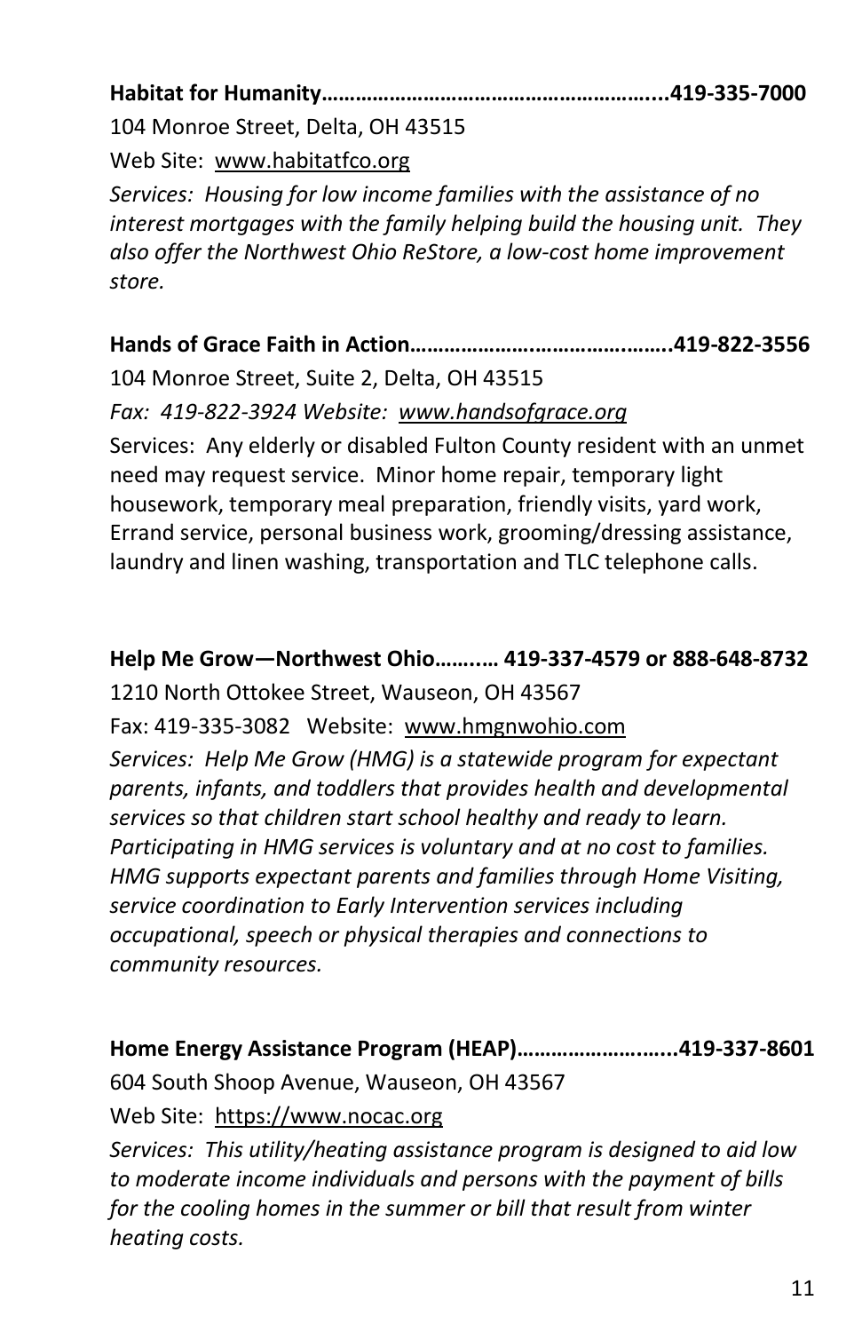**Habitat for Humanity…………………………………………………....419-335-7000**

104 Monroe Street, Delta, OH 43515

Web Site: www.habitatfco.org

*Services: Housing for low income families with the assistance of no interest mortgages with the family helping build the housing unit. They also offer the Northwest Ohio ReStore, a low-cost home improvement store.*

**Hands of Grace Faith in Action…………………………………….419-822-3556**

104 Monroe Street, Suite 2, Delta, OH 43515

*Fax: 419-822-3924 Website: www.handsofgrace.org*

Services: Any elderly or disabled Fulton County resident with an unmet need may request service. Minor home repair, temporary light housework, temporary meal preparation, friendly visits, yard work, Errand service, personal business work, grooming/dressing assistance, laundry and linen washing, transportation and TLC telephone calls.

**Help Me Grow—Northwest Ohio…….… 419-337-4579 or 888-648-8732**

1210 North Ottokee Street, Wauseon, OH 43567

Fax: 419-335-3082 Website: www.hmgnwohio.com

*Services: Help Me Grow (HMG) is a statewide program for expectant parents, infants, and toddlers that provides health and developmental services so that children start school healthy and ready to learn. Participating in HMG services is voluntary and at no cost to families. HMG supports expectant parents and families through Home Visiting, service coordination to Early Intervention services including occupational, speech or physical therapies and connections to community resources.*

**Home Energy Assistance Program (HEAP)……………………...419-337-8601**

604 South Shoop Avenue, Wauseon, OH 43567

Web Site: https://www.nocac.org

*Services: This utility/heating assistance program is designed to aid low to moderate income individuals and persons with the payment of bills for the cooling homes in the summer or bill that result from winter heating costs.*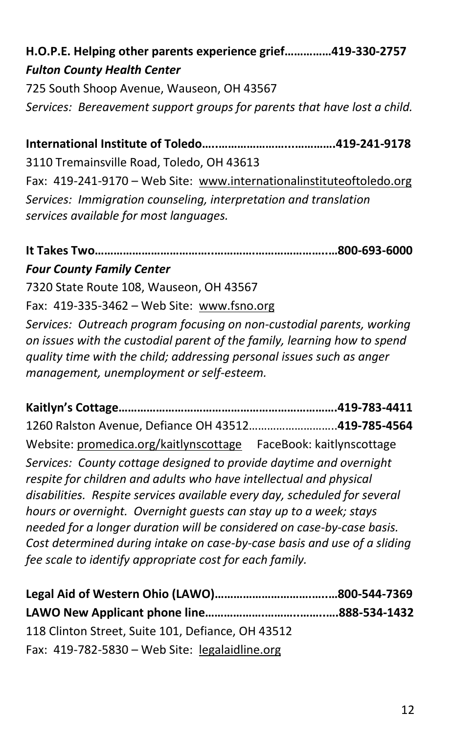**H.O.P.E. Helping other parents experience grief……………419-330-2757**
***Fulton County Health Center***
725 South Shoop Avenue, Wauseon, OH 43567
*Services: Bereavement support groups for parents that have lost a child.*

**International Institute of Toledo…..………………….…………..419-241-9178**
3110 Tremainsville Road, Toledo, OH 43613
Fax: 419-241-9170 – Web Site: www.internationalinstituteoftoledo.org
*Services: Immigration counseling, interpretation and translation services available for most languages.*

**It Takes Two……………………………..………….……………………..…800-693-6000**
***Four County Family Center***
7320 State Route 108, Wauseon, OH 43567
Fax: 419-335-3462 – Web Site: www.fsno.org
*Services: Outreach program focusing on non-custodial parents, working on issues with the custodial parent of the family, learning how to spend quality time with the child; addressing personal issues such as anger management, unemployment or self-esteem.*

**Kaitlyn's Cottage…………………………………………………………….419-783-4411**
1260 Ralston Avenue, Defiance OH 43512………………………..**419-785-4564**
Website: promedica.org/kaitlynscottage FaceBook: kaitlynscottage
*Services: County cottage designed to provide daytime and overnight respite for children and adults who have intellectual and physical disabilities. Respite services available every day, scheduled for several hours or overnight. Overnight guests can stay up to a week; stays needed for a longer duration will be considered on case-by-case basis. Cost determined during intake on case-by-case basis and use of a sliding fee scale to identify appropriate cost for each family.*

**Legal Aid of Western Ohio (LAWO)…………………………….…..800-544-7369**
**LAWO New Applicant phone line……………….…………..……..…888-534-1432**
118 Clinton Street, Suite 101, Defiance, OH 43512
Fax: 419-782-5830 – Web Site: legalaidline.org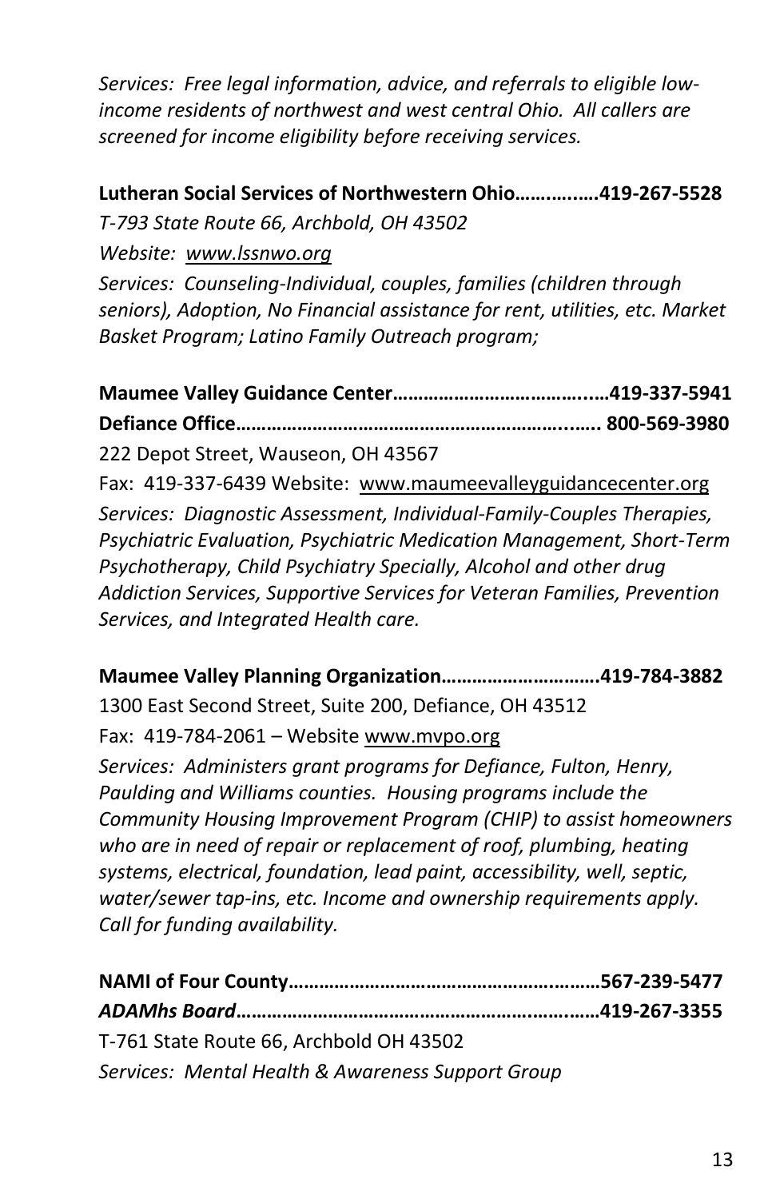*Services: Free legal information, advice, and referrals to eligible low-income residents of northwest and west central Ohio. All callers are screened for income eligibility before receiving services.*

**Lutheran Social Services of Northwestern Ohio……….….419-267-5528**

*T-793 State Route 66, Archbold, OH 43502*

*Website: www.lssnwo.org*

*Services: Counseling-Individual, couples, families (children through seniors), Adoption, No Financial assistance for rent, utilities, etc. Market Basket Program; Latino Family Outreach program;*

**Maumee Valley Guidance Center………………………………..…419-337-5941**

**Defiance Office…………………………………………………….…… 800-569-3980**

222 Depot Street, Wauseon, OH 43567

Fax: 419-337-6439 Website: www.maumeevalleyguidancecenter.org

*Services: Diagnostic Assessment, Individual-Family-Couples Therapies, Psychiatric Evaluation, Psychiatric Medication Management, Short-Term Psychotherapy, Child Psychiatry Specially, Alcohol and other drug Addiction Services, Supportive Services for Veteran Families, Prevention Services, and Integrated Health care.*

**Maumee Valley Planning Organization………………………….419-784-3882**

1300 East Second Street, Suite 200, Defiance, OH 43512

Fax: 419-784-2061 – Website www.mvpo.org

*Services: Administers grant programs for Defiance, Fulton, Henry, Paulding and Williams counties. Housing programs include the Community Housing Improvement Program (CHIP) to assist homeowners who are in need of repair or replacement of roof, plumbing, heating systems, electrical, foundation, lead paint, accessibility, well, septic, water/sewer tap-ins, etc. Income and ownership requirements apply. Call for funding availability.*

**NAMI of Four County……………………………………………….……567-239-5477**

***ADAMhs Board**……………………………………………………..……419-267-3355*

T-761 State Route 66, Archbold OH 43502

*Services: Mental Health & Awareness Support Group*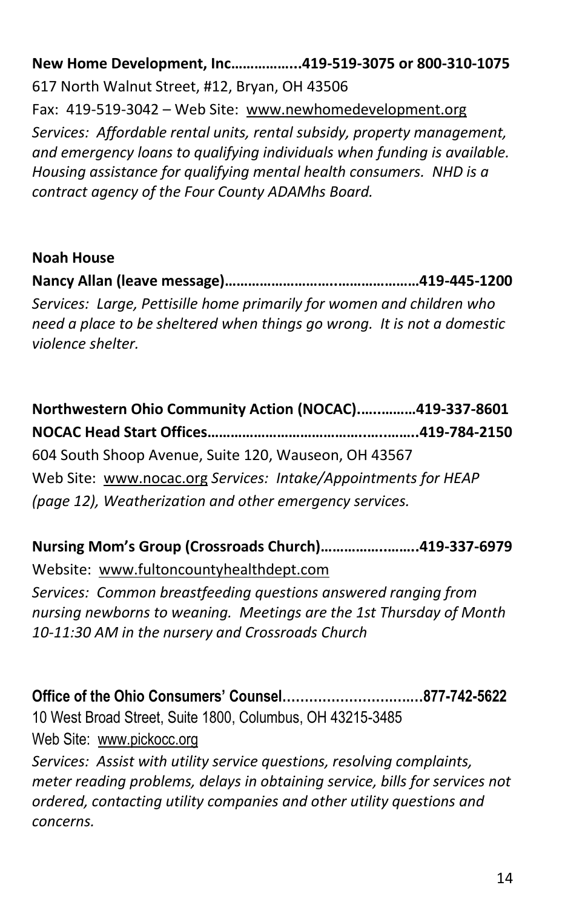**New Home Development, Inc……………...419-519-3075 or 800-310-1075**

617 North Walnut Street, #12, Bryan, OH 43506

Fax: 419-519-3042 – Web Site: www.newhomedevelopment.org

*Services: Affordable rental units, rental subsidy, property management, and emergency loans to qualifying individuals when funding is available. Housing assistance for qualifying mental health consumers. NHD is a contract agency of the Four County ADAMhs Board.*

**Noah House**

**Nancy Allan (leave message)……………………….………………419-445-1200**

*Services: Large, Pettisille home primarily for women and children who need a place to be sheltered when things go wrong. It is not a domestic violence shelter.*

**Northwestern Ohio Community Action (NOCAC).….………419-337-8601**

**NOCAC Head Start Offices…………………………….…..……..419-784-2150**

604 South Shoop Avenue, Suite 120, Wauseon, OH 43567

Web Site: www.nocac.org *Services: Intake/Appointments for HEAP (page 12), Weatherization and other emergency services.*

**Nursing Mom's Group (Crossroads Church)………….……..419-337-6979**

Website: www.fultoncountyhealthdept.com

*Services: Common breastfeeding questions answered ranging from nursing newborns to weaning. Meetings are the 1st Thursday of Month 10-11:30 AM in the nursery and Crossroads Church*

**Office of the Ohio Consumers' Counsel………………………..…877-742-5622**

10 West Broad Street, Suite 1800, Columbus, OH 43215-3485

Web Site: www.pickocc.org

*Services: Assist with utility service questions, resolving complaints, meter reading problems, delays in obtaining service, bills for services not ordered, contacting utility companies and other utility questions and concerns.*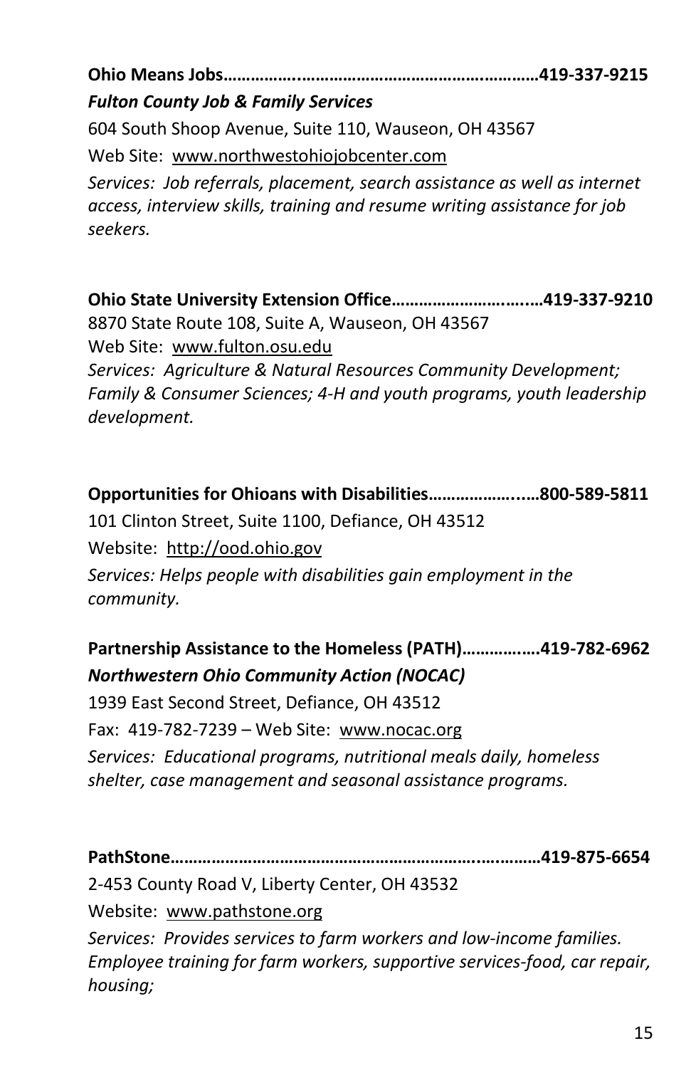**Ohio Means Jobs……………..…………………………….…………419-337-9215**

***Fulton County Job & Family Services***

604 South Shoop Avenue, Suite 110, Wauseon, OH 43567

Web Site: www.northwestohiojobcenter.com

*Services: Job referrals, placement, search assistance as well as internet access, interview skills, training and resume writing assistance for job seekers.*

**Ohio State University Extension Office…………………….….…419-337-9210**

8870 State Route 108, Suite A, Wauseon, OH 43567

Web Site: www.fulton.osu.edu

*Services: Agriculture & Natural Resources Community Development; Family & Consumer Sciences; 4-H and youth programs, youth leadership development.*

**Opportunities for Ohioans with Disabilities……………...…800-589-5811**

101 Clinton Street, Suite 1100, Defiance, OH 43512

Website: http://ood.ohio.gov

*Services: Helps people with disabilities gain employment in the community.*

**Partnership Assistance to the Homeless (PATH)……….….419-782-6962**

***Northwestern Ohio Community Action (NOCAC)***

1939 East Second Street, Defiance, OH 43512

Fax: 419-782-7239 – Web Site: www.nocac.org

*Services: Educational programs, nutritional meals daily, homeless shelter, case management and seasonal assistance programs.*

**PathStone…………………………………………………….…………419-875-6654**

2-453 County Road V, Liberty Center, OH 43532

Website: www.pathstone.org

*Services: Provides services to farm workers and low-income families. Employee training for farm workers, supportive services-food, car repair, housing;*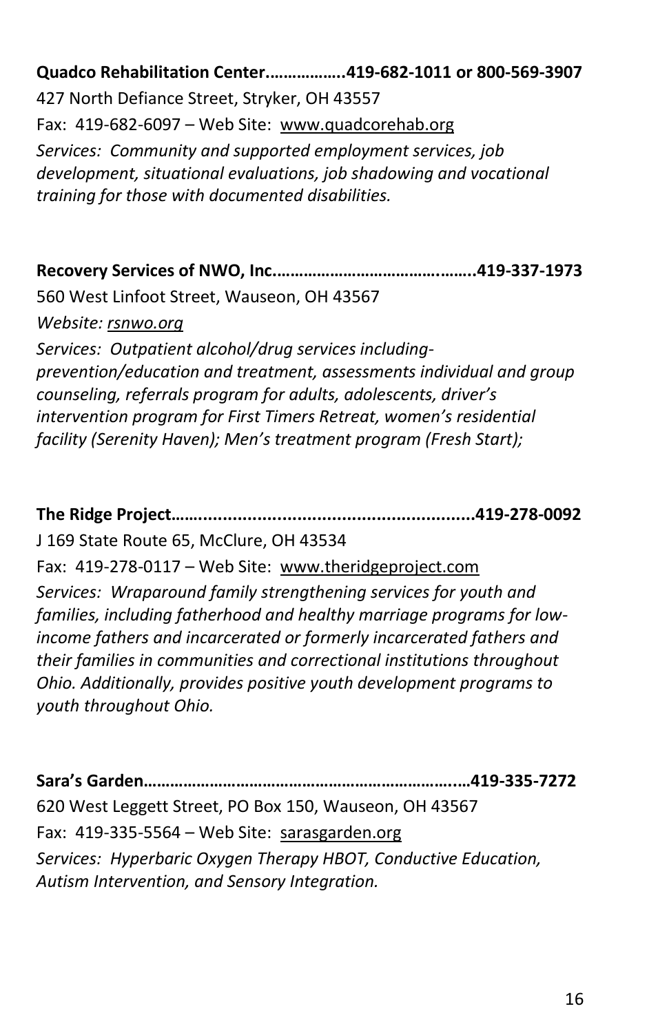**Quadco Rehabilitation Center……………..419-682-1011 or 800-569-3907**
427 North Defiance Street, Stryker, OH 43557
Fax: 419-682-6097 – Web Site: www.quadcorehab.org
*Services: Community and supported employment services, job development, situational evaluations, job shadowing and vocational training for those with documented disabilities.*

**Recovery Services of NWO, Inc.……………………………………..419-337-1973**
560 West Linfoot Street, Wauseon, OH 43567
*Website: rsnwo.org*
*Services: Outpatient alcohol/drug services including-prevention/education and treatment, assessments individual and group counseling, referrals program for adults, adolescents, driver's intervention program for First Timers Retreat, women's residential facility (Serenity Haven); Men's treatment program (Fresh Start);*

**The Ridge Project…........................................................419-278-0092**
J 169 State Route 65, McClure, OH 43534
Fax: 419-278-0117 – Web Site: www.theridgeproject.com
*Services: Wraparound family strengthening services for youth and families, including fatherhood and healthy marriage programs for low-income fathers and incarcerated or formerly incarcerated fathers and their families in communities and correctional institutions throughout Ohio. Additionally, provides positive youth development programs to youth throughout Ohio.*

**Sara's Garden……………………………………………………………..…419-335-7272**
620 West Leggett Street, PO Box 150, Wauseon, OH 43567
Fax: 419-335-5564 – Web Site: sarasgarden.org
*Services: Hyperbaric Oxygen Therapy HBOT, Conductive Education, Autism Intervention, and Sensory Integration.*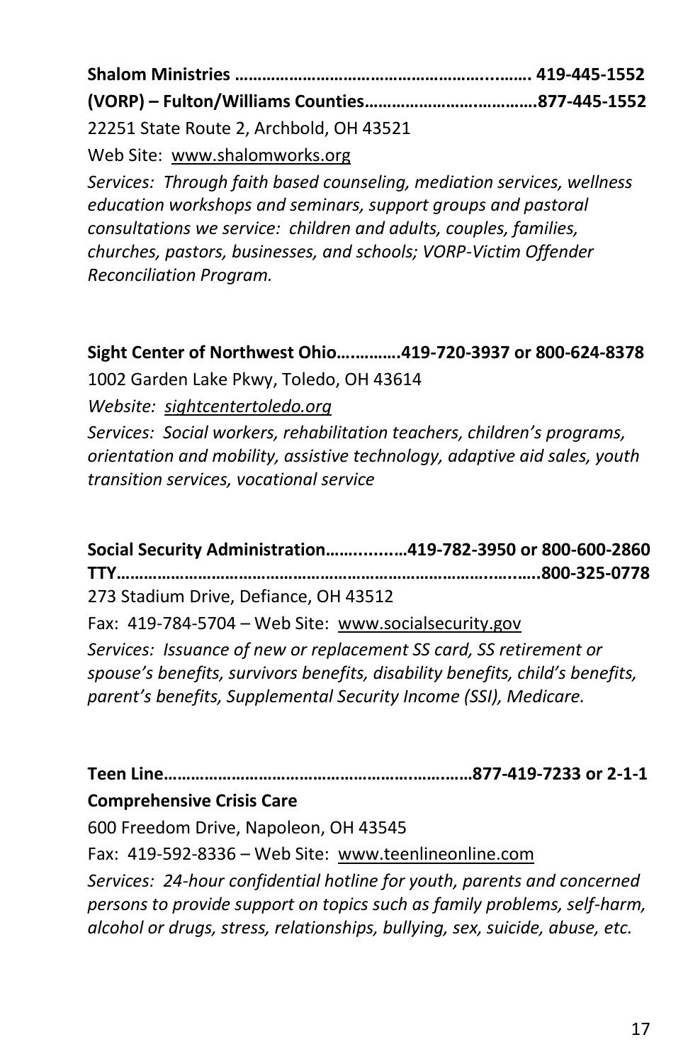**Shalom Ministries …………………………………………………..……. 419-445-1552**
**(VORP) – Fulton/Williams Counties…………………….…………877-445-1552**

22251 State Route 2, Archbold, OH 43521

Web Site: www.shalomworks.org

*Services: Through faith based counseling, mediation services, wellness education workshops and seminars, support groups and pastoral consultations we service: children and adults, couples, families, churches, pastors, businesses, and schools; VORP-Victim Offender Reconciliation Program.*

**Sight Center of Northwest Ohio….………419-720-3937 or 800-624-8378**

1002 Garden Lake Pkwy, Toledo, OH 43614

*Website: sightcentertoledo.org*

*Services: Social workers, rehabilitation teachers, children's programs, orientation and mobility, assistive technology, adaptive aid sales, youth transition services, vocational service*

**Social Security Administration……..........419-782-3950 or 800-600-2860**
**TTY…………………………………………………………………….…..…..800-325-0778**

273 Stadium Drive, Defiance, OH 43512

Fax: 419-784-5704 – Web Site: www.socialsecurity.gov

*Services: Issuance of new or replacement SS card, SS retirement or spouse's benefits, survivors benefits, disability benefits, child's benefits, parent's benefits, Supplemental Security Income (SSI), Medicare.*

**Teen Line…………………………………………………….….……877-419-7233 or 2-1-1**
**Comprehensive Crisis Care**

600 Freedom Drive, Napoleon, OH 43545

Fax: 419-592-8336 – Web Site: www.teenlineonline.com

*Services: 24-hour confidential hotline for youth, parents and concerned persons to provide support on topics such as family problems, self-harm, alcohol or drugs, stress, relationships, bullying, sex, suicide, abuse, etc.*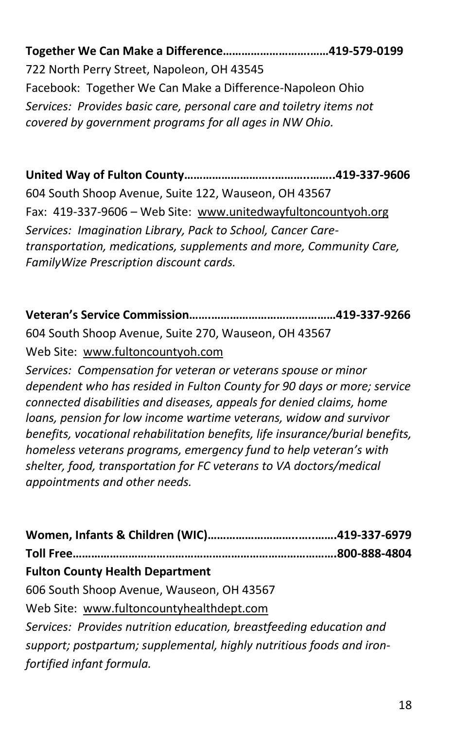**Together We Can Make a Difference……………………………..……419-579-0199**
722 North Perry Street, Napoleon, OH 43545
Facebook: Together We Can Make a Difference-Napoleon Ohio
*Services: Provides basic care, personal care and toiletry items not covered by government programs for all ages in NW Ohio.*

**United Way of Fulton County……………………….………..……..419-337-9606**
604 South Shoop Avenue, Suite 122, Wauseon, OH 43567
Fax: 419-337-9606 – Web Site: www.unitedwayfultoncountyoh.org
*Services: Imagination Library, Pack to School, Cancer Care-transportation, medications, supplements and more, Community Care, FamilyWize Prescription discount cards.*

**Veteran's Service Commission…….……………………….…………419-337-9266**
604 South Shoop Avenue, Suite 270, Wauseon, OH 43567
Web Site: www.fultoncountyoh.com
*Services: Compensation for veteran or veterans spouse or minor dependent who has resided in Fulton County for 90 days or more; service connected disabilities and diseases, appeals for denied claims, home loans, pension for low income wartime veterans, widow and survivor benefits, vocational rehabilitation benefits, life insurance/burial benefits, homeless veterans programs, emergency fund to help veteran's with shelter, food, transportation for FC veterans to VA doctors/medical appointments and other needs.*

**Women, Infants & Children (WIC)……………………..…..…….419-337-6979**
**Toll Free…………………………………………………………………….800-888-4804**
**Fulton County Health Department**
606 South Shoop Avenue, Wauseon, OH 43567
Web Site: www.fultoncountyhealthdept.com
*Services: Provides nutrition education, breastfeeding education and support; postpartum; supplemental, highly nutritious foods and iron-fortified infant formula.*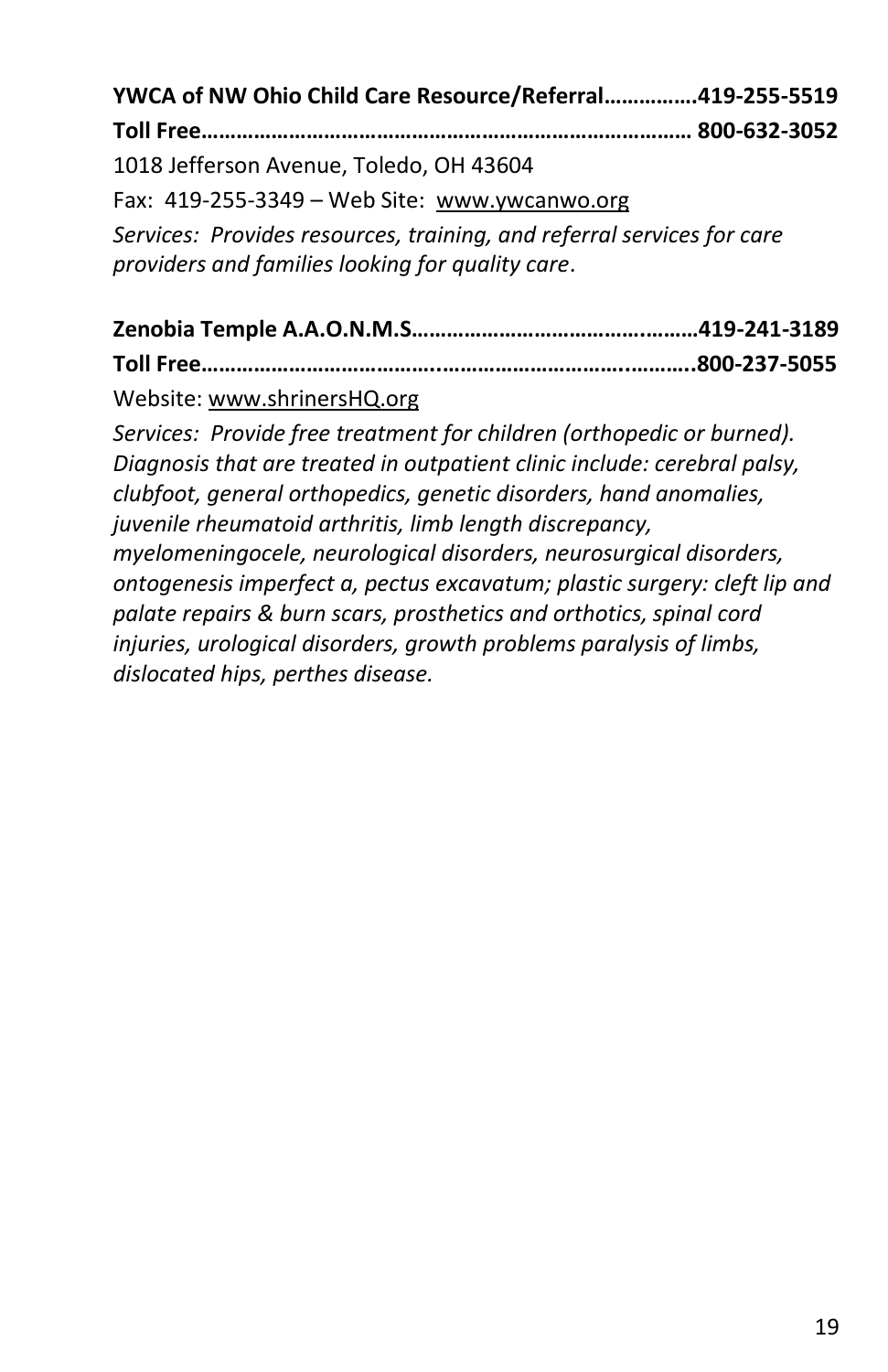**YWCA of NW Ohio Child Care Resource/Referral……………419-255-5519**

**Toll Free………………………………………………………………………… 800-632-3052**

1018 Jefferson Avenue, Toledo, OH 43604

Fax: 419-255-3349 – Web Site: www.ywcanwo.org

*Services: Provides resources, training, and referral services for care providers and families looking for quality care*.

**Zenobia Temple A.A.O.N.M.S……………………………………………419-241-3189**

**Toll Free…………………………………………………………………………..800-237-5055**

Website: www.shrinersHQ.org

*Services: Provide free treatment for children (orthopedic or burned). Diagnosis that are treated in outpatient clinic include: cerebral palsy, clubfoot, general orthopedics, genetic disorders, hand anomalies, juvenile rheumatoid arthritis, limb length discrepancy, myelomeningocele, neurological disorders, neurosurgical disorders, ontogenesis imperfect a, pectus excavatum; plastic surgery: cleft lip and palate repairs & burn scars, prosthetics and orthotics, spinal cord injuries, urological disorders, growth problems paralysis of limbs, dislocated hips, perthes disease.*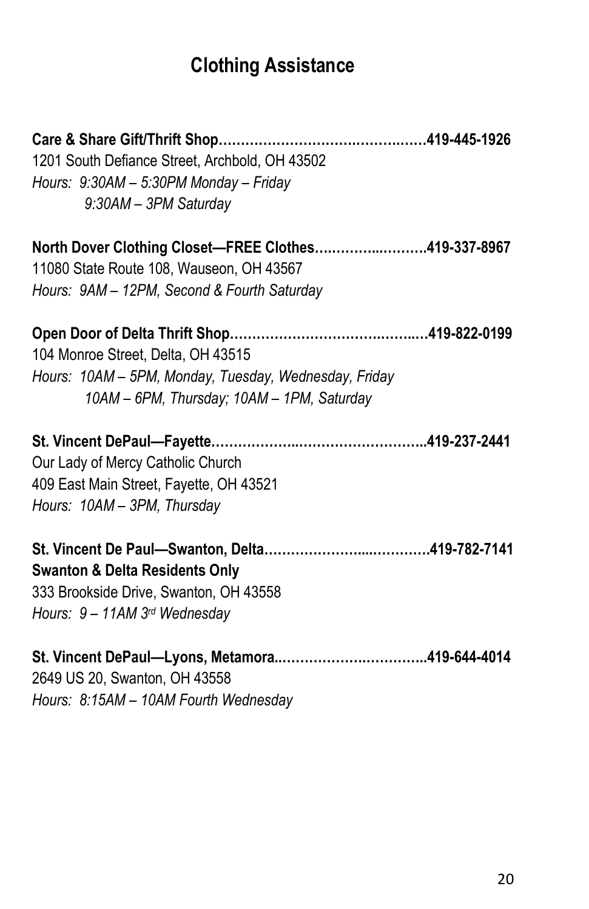# Clothing Assistance

**Care & Share Gift/Thrift Shop……………………………………………419-445-1926**
1201 South Defiance Street, Archbold, OH 43502
*Hours: 9:30AM – 5:30PM Monday – Friday*
*9:30AM – 3PM Saturday*

**North Dover Clothing Closet—FREE Clothes……………………….419-337-8967**
11080 State Route 108, Wauseon, OH 43567
*Hours: 9AM – 12PM, Second & Fourth Saturday*

**Open Door of Delta Thrift Shop……………………………………….419-822-0199**
104 Monroe Street, Delta, OH 43515
*Hours: 10AM – 5PM, Monday, Tuesday, Wednesday, Friday*
*10AM – 6PM, Thursday; 10AM – 1PM, Saturday*

**St. Vincent DePaul—Fayette……………………………………………..419-237-2441**
Our Lady of Mercy Catholic Church
409 East Main Street, Fayette, OH 43521
*Hours: 10AM – 3PM, Thursday*

**St. Vincent De Paul—Swanton, Delta…………………………………419-782-7141**
**Swanton & Delta Residents Only**
333 Brookside Drive, Swanton, OH 43558
*Hours: 9 – 11AM 3rd Wednesday*

**St. Vincent DePaul—Lyons, Metamora………………………………..419-644-4014**
2649 US 20, Swanton, OH 43558
*Hours: 8:15AM – 10AM Fourth Wednesday*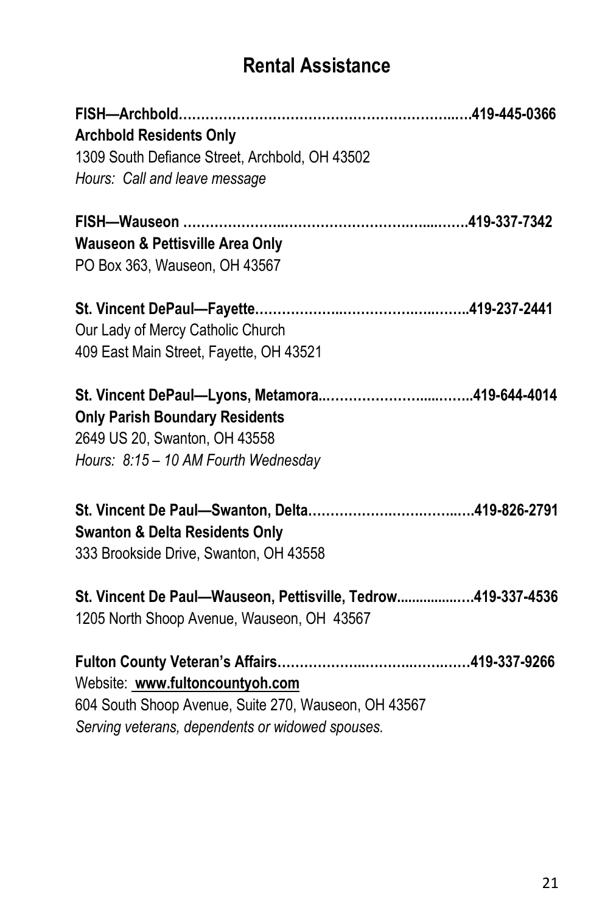## Rental Assistance

**FISH—Archbold……………………………………………………..…419-445-0366**
**Archbold Residents Only**
1309 South Defiance Street, Archbold, OH 43502
*Hours: Call and leave message*

**FISH—Wauseon ……………….……………………………..…...…….419-337-7342**
**Wauseon & Pettisville Area Only**
PO Box 363, Wauseon, OH 43567

**St. Vincent DePaul—Fayette……………..……………….….……..419-237-2441**
Our Lady of Mercy Catholic Church
409 East Main Street, Fayette, OH 43521

**St. Vincent DePaul—Lyons, Metamora..…………………......……..419-644-4014**
**Only Parish Boundary Residents**
2649 US 20, Swanton, OH 43558
*Hours: 8:15 – 10 AM Fourth Wednesday*

**St. Vincent De Paul—Swanton, Delta…………………….……..….419-826-2791**
**Swanton & Delta Residents Only**
333 Brookside Drive, Swanton, OH 43558

**St. Vincent De Paul—Wauseon, Pettisville, Tedrow.................…419-337-4536**
1205 North Shoop Avenue, Wauseon, OH 43567

**Fulton County Veteran's Affairs……………..……….…….……419-337-9266**
Website: **www.fultoncountyoh.com**
604 South Shoop Avenue, Suite 270, Wauseon, OH 43567
*Serving veterans, dependents or widowed spouses.*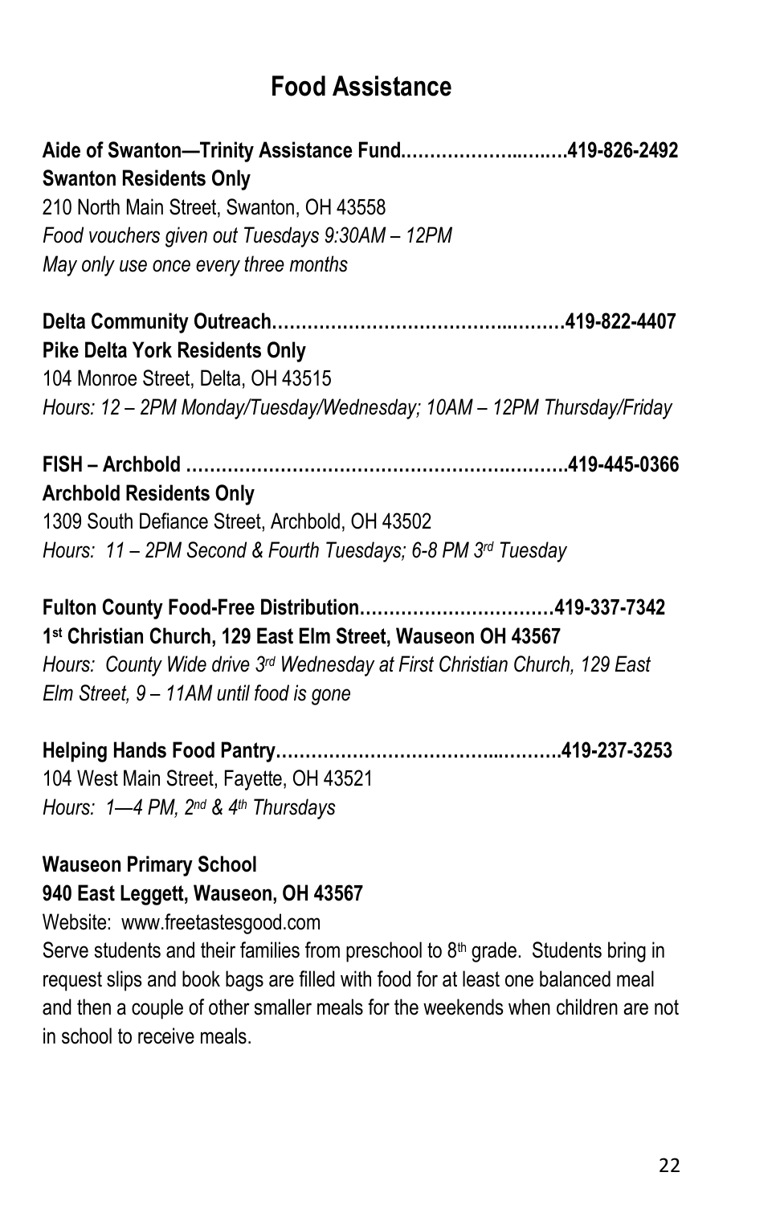# Food Assistance

**Aide of Swanton—Trinity Assistance Fund………………..…..…419-826-2492**
**Swanton Residents Only**
210 North Main Street, Swanton, OH 43558
*Food vouchers given out Tuesdays 9:30AM – 12PM*
*May only use once every three months*

**Delta Community Outreach……………………………..……..…419-822-4407**
**Pike Delta York Residents Only**
104 Monroe Street, Delta, OH 43515
*Hours: 12 – 2PM Monday/Tuesday/Wednesday; 10AM – 12PM Thursday/Friday*

**FISH – Archbold ……………………………………………….………419-445-0366**
**Archbold Residents Only**
1309 South Defiance Street, Archbold, OH 43502
*Hours: 11 – 2PM Second & Fourth Tuesdays; 6-8 PM 3rd Tuesday*

**Fulton County Food-Free Distribution……………………………419-337-7342**
**1st Christian Church, 129 East Elm Street, Wauseon OH 43567**
*Hours: County Wide drive 3rd Wednesday at First Christian Church, 129 East Elm Street, 9 – 11AM until food is gone*

**Helping Hands Food Pantry……………………………...……….419-237-3253**
104 West Main Street, Fayette, OH 43521
*Hours: 1—4 PM, 2nd & 4th Thursdays*

**Wauseon Primary School**
**940 East Leggett, Wauseon, OH 43567**
Website: www.freetastesgood.com
Serve students and their families from preschool to 8th grade. Students bring in request slips and book bags are filled with food for at least one balanced meal and then a couple of other smaller meals for the weekends when children are not in school to receive meals.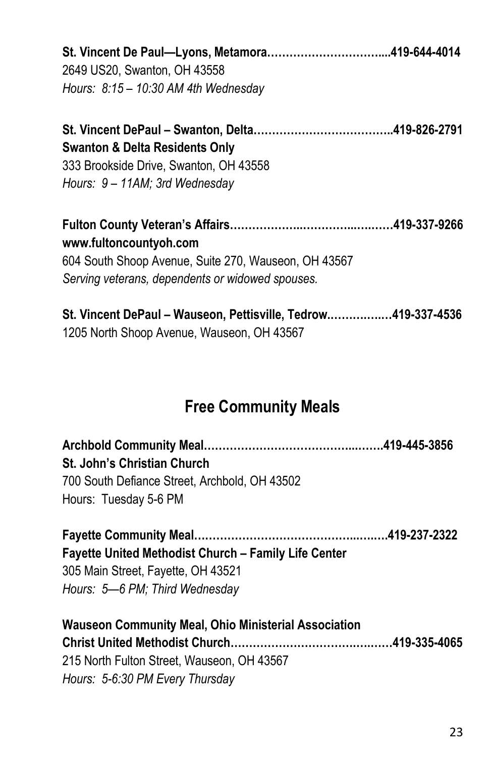**St. Vincent De Paul—Lyons, Metamora…………………………....419-644-4014**
2649 US20, Swanton, OH 43558
*Hours: 8:15 – 10:30 AM 4th Wednesday*

**St. Vincent DePaul – Swanton, Delta………………………………..419-826-2791**
**Swanton & Delta Residents Only**
333 Brookside Drive, Swanton, OH 43558
*Hours: 9 – 11AM; 3rd Wednesday*

**Fulton County Veteran's Affairs……………..………..….…….419-337-9266**
**www.fultoncountyoh.com**
604 South Shoop Avenue, Suite 270, Wauseon, OH 43567
*Serving veterans, dependents or widowed spouses.*

**St. Vincent DePaul – Wauseon, Pettisville, Tedrow.…………..…419-337-4536**
1205 North Shoop Avenue, Wauseon, OH 43567

## Free Community Meals

**Archbold Community Meal…………………………………..…….419-445-3856**
**St. John's Christian Church**
700 South Defiance Street, Archbold, OH 43502
Hours: Tuesday 5-6 PM

**Fayette Community Meal……………………………………..…..….419-237-2322**
**Fayette United Methodist Church – Family Life Center**
305 Main Street, Fayette, OH 43521
*Hours: 5—6 PM; Third Wednesday*

**Wauseon Community Meal, Ohio Ministerial Association**
**Christ United Methodist Church………………………………….…419-335-4065**
215 North Fulton Street, Wauseon, OH 43567
*Hours: 5-6:30 PM Every Thursday*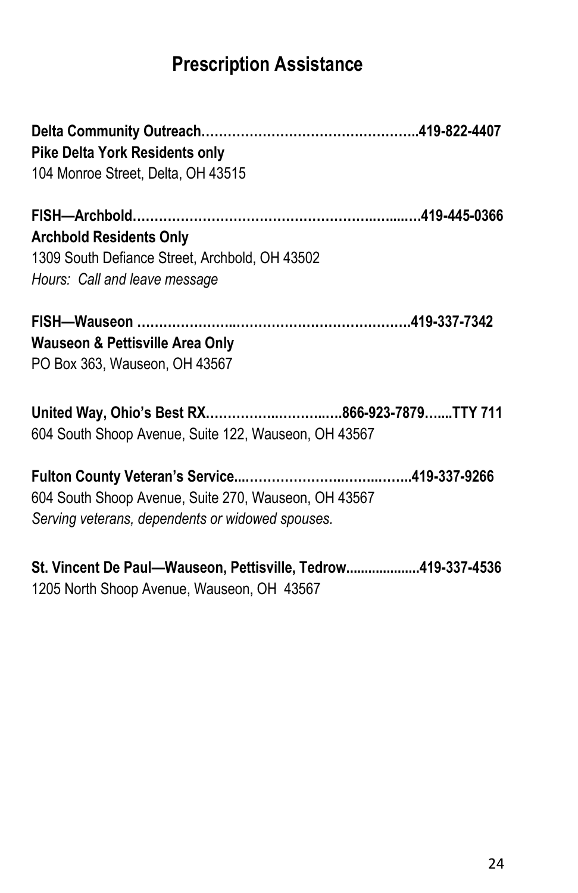# Prescription Assistance

**Delta Community Outreach…………………………………………..419-822-4407**
**Pike Delta York Residents only**
104 Monroe Street, Delta, OH 43515

**FISH—Archbold……………………………………………………..…....…419-445-0366**
**Archbold Residents Only**
1309 South Defiance Street, Archbold, OH 43502
*Hours: Call and leave message*

**FISH—Wauseon ………………….…………………………………….419-337-7342**
**Wauseon & Pettisville Area Only**
PO Box 363, Wauseon, OH 43567

**United Way, Ohio's Best RX……………..………..….866-923-7879…....TTY 711**
604 South Shoop Avenue, Suite 122, Wauseon, OH 43567

**Fulton County Veteran's Service...…………………..……..……..419-337-9266**
604 South Shoop Avenue, Suite 270, Wauseon, OH 43567
*Serving veterans, dependents or widowed spouses.*

**St. Vincent De Paul—Wauseon, Pettisville, Tedrow...................419-337-4536**
1205 North Shoop Avenue, Wauseon, OH 43567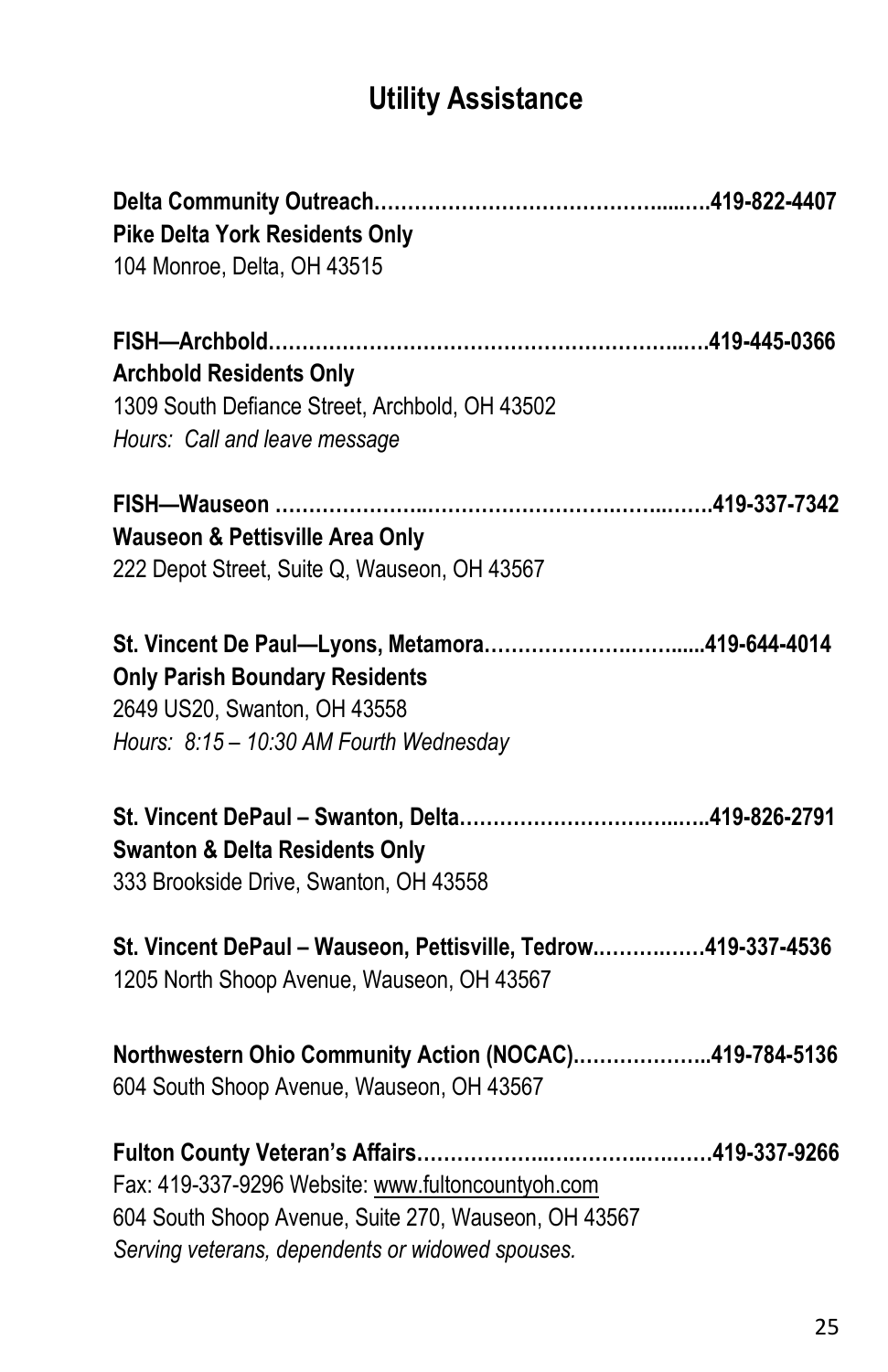# Utility Assistance

**Delta Community Outreach……………………………………....….419-822-4407**
**Pike Delta York Residents Only**
104 Monroe, Delta, OH 43515

**FISH—Archbold…………………………………………………...….419-445-0366**
**Archbold Residents Only**
1309 South Defiance Street, Archbold, OH 43502
*Hours: Call and leave message*

**FISH—Wauseon ………………..………………………….……..…….419-337-7342**
**Wauseon & Pettisville Area Only**
222 Depot Street, Suite Q, Wauseon, OH 43567

**St. Vincent De Paul—Lyons, Metamora…………………….……......419-644-4014**
**Only Parish Boundary Residents**
2649 US20, Swanton, OH 43558
*Hours: 8:15 – 10:30 AM Fourth Wednesday*

**St. Vincent DePaul – Swanton, Delta……………………………..…..419-826-2791**
**Swanton & Delta Residents Only**
333 Brookside Drive, Swanton, OH 43558

**St. Vincent DePaul – Wauseon, Pettisville, Tedrow.………….……419-337-4536**
1205 North Shoop Avenue, Wauseon, OH 43567

**Northwestern Ohio Community Action (NOCAC)………………...419-784-5136**
604 South Shoop Avenue, Wauseon, OH 43567

**Fulton County Veteran's Affairs…………….…….…………..….….419-337-9266**
Fax: 419-337-9296 Website: www.fultoncountyoh.com
604 South Shoop Avenue, Suite 270, Wauseon, OH 43567
*Serving veterans, dependents or widowed spouses.*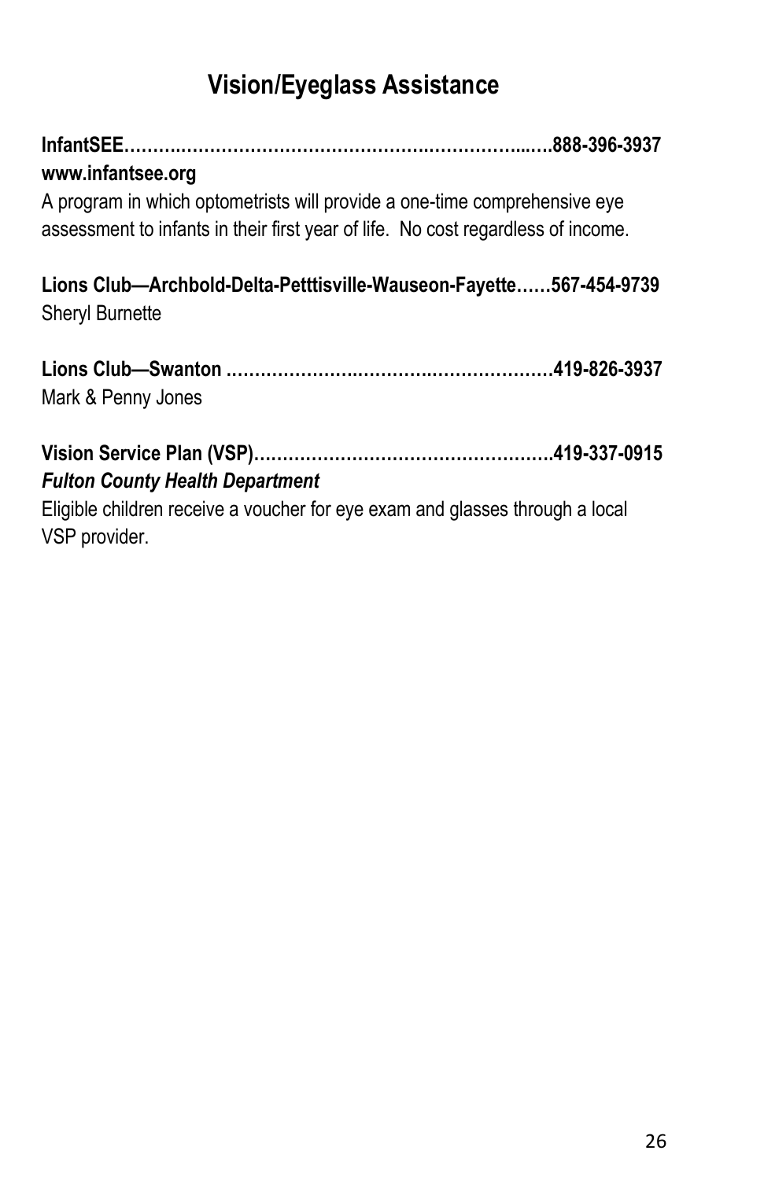# Vision/Eyeglass Assistance

**InfantSEE……….…………………………………….…………...….888-396-3937**
**www.infantsee.org**
A program in which optometrists will provide a one-time comprehensive eye assessment to infants in their first year of life. No cost regardless of income.

**Lions Club—Archbold-Delta-Petttisville-Wauseon-Fayette……567-454-9739**
Sheryl Burnette

**Lions Club—Swanton ……………….………….……………….419-826-3937**
Mark & Penny Jones

**Vision Service Plan (VSP)…………………………………………..419-337-0915**
***Fulton County Health Department***
Eligible children receive a voucher for eye exam and glasses through a local VSP provider.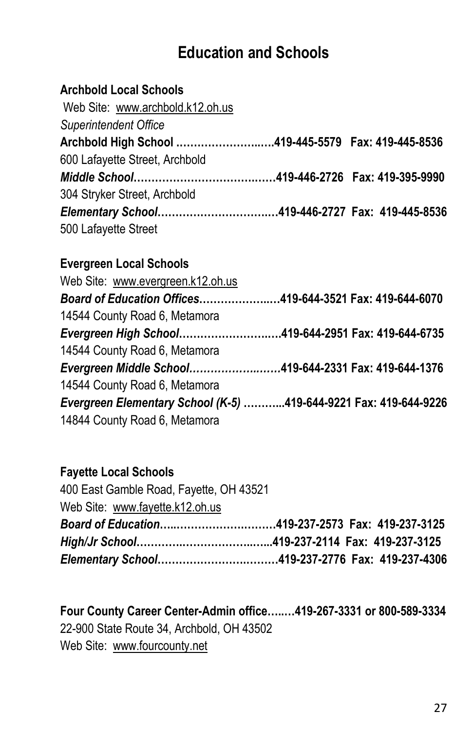# Education and Schools

**Archbold Local Schools**
Web Site: www.archbold.k12.oh.us
*Superintendent Office*
**Archbold High School ……………………..….419-445-5579 Fax: 419-445-8536**
600 Lafayette Street, Archbold
***Middle School*…………………………….……419-446-2726 Fax: 419-395-9990**
304 Stryker Street, Archbold
***Elementary School*…………………………..…419-446-2727 Fax: 419-445-8536**
500 Lafayette Street

**Evergreen Local Schools**
Web Site: www.evergreen.k12.oh.us
***Board of Education Offices*………………..…419-644-3521 Fax: 419-644-6070**
14544 County Road 6, Metamora
***Evergreen High School*…………………….…419-644-2951 Fax: 419-644-6735**
14544 County Road 6, Metamora
***Evergreen Middle School*…………………..…419-644-2331 Fax: 419-644-1376**
14544 County Road 6, Metamora
***Evergreen Elementary School (K-5)* ………...419-644-9221 Fax: 419-644-9226**
14844 County Road 6, Metamora

**Fayette Local Schools**
400 East Gamble Road, Fayette, OH 43521
Web Site: www.fayette.k12.oh.us
***Board of Education*…..…………………….……419-237-2573 Fax: 419-237-3125**
***High/Jr School*…………..…………………...…..419-237-2114 Fax: 419-237-3125**
***Elementary School*…………………….….…….419-237-2776 Fax: 419-237-4306**

**Four County Career Center-Admin office….…419-267-3331 or 800-589-3334**
22-900 State Route 34, Archbold, OH 43502
Web Site: www.fourcounty.net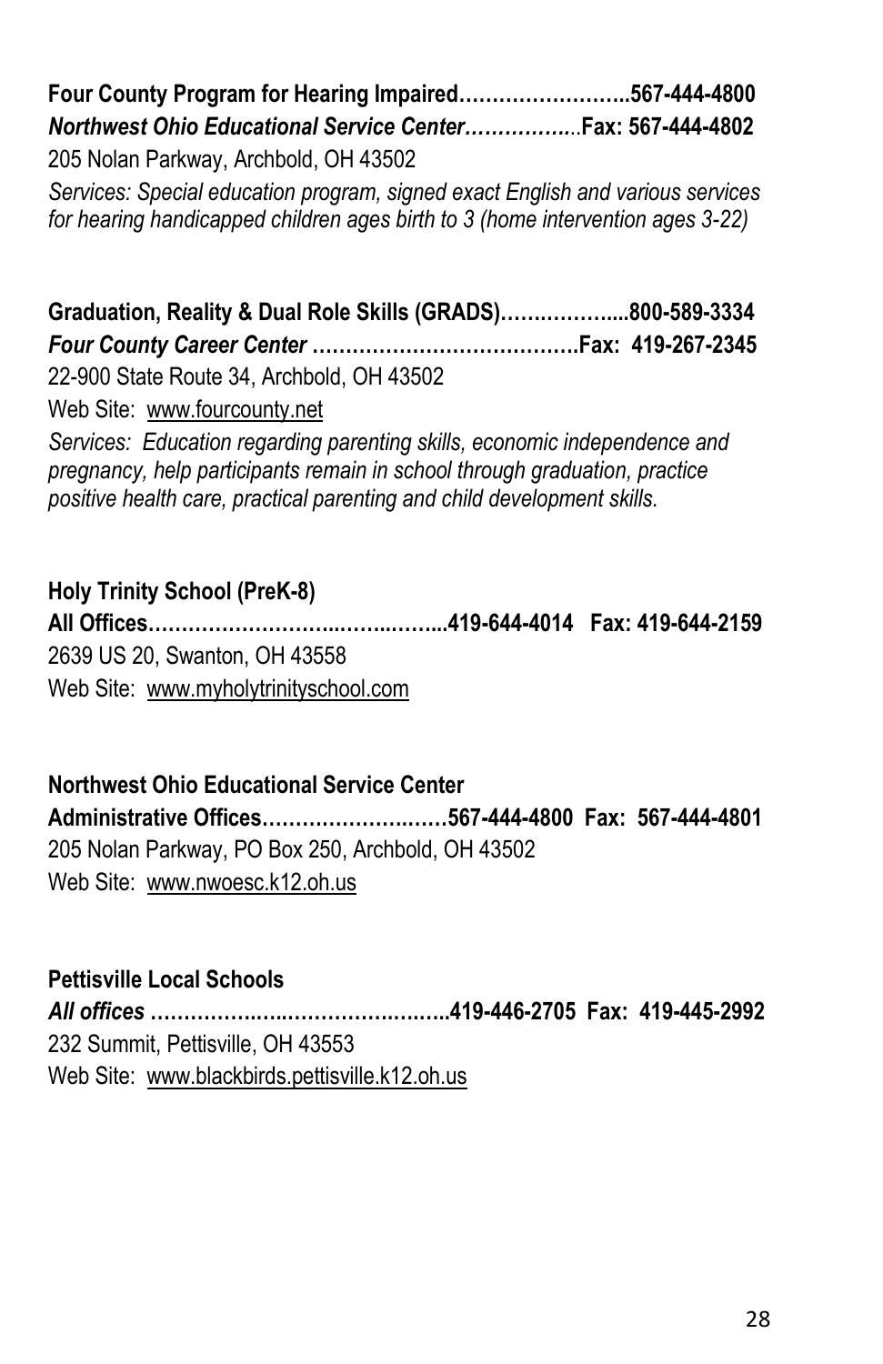**Four County Program for Hearing Impaired……………………..567-444-4800**
***Northwest Ohio Educational Service Center……………..*Fax: 567-444-4802**
205 Nolan Parkway, Archbold, OH 43502
*Services: Special education program, signed exact English and various services for hearing handicapped children ages birth to 3 (home intervention ages 3-22)*

**Graduation, Reality & Dual Role Skills (GRADS)……………....800-589-3334**
***Four County Career Center* ………………………………….Fax: 419-267-2345**
22-900 State Route 34, Archbold, OH 43502
Web Site: www.fourcounty.net
*Services: Education regarding parenting skills, economic independence and pregnancy, help participants remain in school through graduation, practice positive health care, practical parenting and child development skills.*

**Holy Trinity School (PreK-8)**
**All Offices…………………………………………..419-644-4014 Fax: 419-644-2159**
2639 US 20, Swanton, OH 43558
Web Site: www.myholytrinityschool.com

**Northwest Ohio Educational Service Center**
**Administrative Offices………………………567-444-4800 Fax: 567-444-4801**
205 Nolan Parkway, PO Box 250, Archbold, OH 43502
Web Site: www.nwoesc.k12.oh.us

**Pettisville Local Schools**
***All offices* ……………………………………..419-446-2705 Fax: 419-445-2992**
232 Summit, Pettisville, OH 43553
Web Site: www.blackbirds.pettisville.k12.oh.us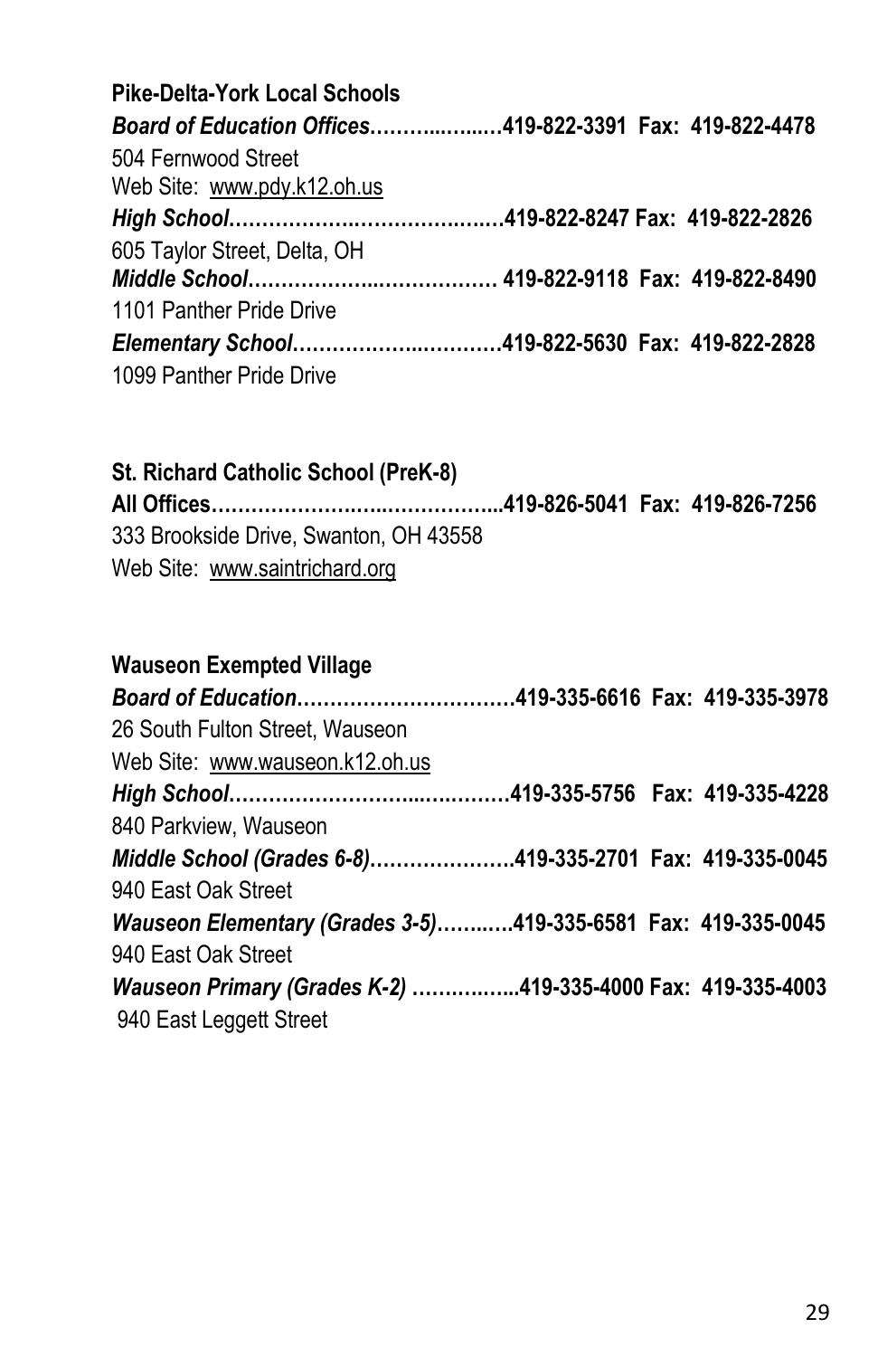**Pike-Delta-York Local Schools**

***Board of Education Offices*……….....…...419-822-3391 Fax: 419-822-4478**

504 Fernwood Street

Web Site: www.pdy.k12.oh.us

***High School*…………….….…………...…419-822-8247 Fax: 419-822-2826**

605 Taylor Street, Delta, OH

***Middle School*………………..……………… 419-822-9118 Fax: 419-822-8490**

1101 Panther Pride Drive

***Elementary School*…………………..………419-822-5630 Fax: 419-822-2828**

1099 Panther Pride Drive

**St. Richard Catholic School (PreK-8)**

**All Offices…………………..…..…………...419-826-5041 Fax: 419-826-7256**

333 Brookside Drive, Swanton, OH 43558

Web Site: www.saintrichard.org

**Wauseon Exempted Village**

***Board of Education*……………………………419-335-6616 Fax: 419-335-3978**

26 South Fulton Street, Wauseon

Web Site: www.wauseon.k12.oh.us

***High School*…………………….....………419-335-5756 Fax: 419-335-4228**

840 Parkview, Wauseon

***Middle School (Grades 6-8)*………………….419-335-2701 Fax: 419-335-0045**

940 East Oak Street

***Wauseon Elementary (Grades 3-5)*……..…419-335-6581 Fax: 419-335-0045**

940 East Oak Street

***Wauseon Primary (Grades K-2)* ……….…...419-335-4000 Fax: 419-335-4003**

940 East Leggett Street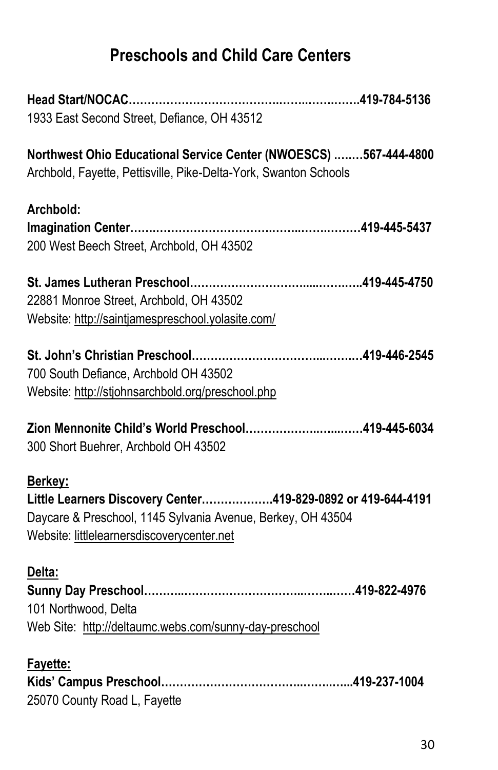# Preschools and Child Care Centers

**Head Start/NOCAC……………………………………………………….419-784-5136**
1933 East Second Street, Defiance, OH 43512

**Northwest Ohio Educational Service Center (NWOESCS) ….…567-444-4800**
Archbold, Fayette, Pettisville, Pike-Delta-York, Swanton Schools

**Archbold:**

**Imagination Center……………………………………………………419-445-5437**
200 West Beech Street, Archbold, OH 43502

**St. James Lutheran Preschool…………………………………………..419-445-4750**
22881 Monroe Street, Archbold, OH 43502
Website: http://saintjamespreschool.yolasite.com/

**St. John's Christian Preschool……………………………………….419-446-2545**
700 South Defiance, Archbold OH 43502
Website: http://stjohnsarchbold.org/preschool.php

**Zion Mennonite Child's World Preschool……………………………419-445-6034**
300 Short Buehrer, Archbold OH 43502

**Berkey:**

**Little Learners Discovery Center……………….419-829-0892 or 419-644-4191**
Daycare & Preschool, 1145 Sylvania Avenue, Berkey, OH 43504
Website: littlelearnersdiscoverycenter.net

**Delta:**

**Sunny Day Preschool…………………………………………………419-822-4976**
101 Northwood, Delta
Web Site: http://deltaumc.webs.com/sunny-day-preschool

**Fayette:**

**Kids' Campus Preschool………………………………………………...419-237-1004**
25070 County Road L, Fayette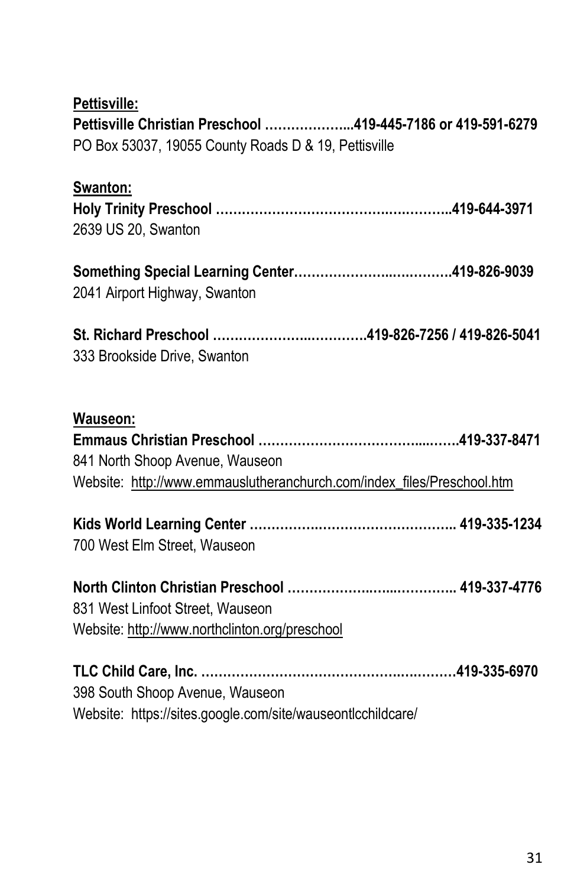**Pettisville:**

**Pettisville Christian Preschool ………………...419-445-7186 or 419-591-6279**
PO Box 53037, 19055 County Roads D & 19, Pettisville

**Swanton:**

**Holy Trinity Preschool ……………………………….……….....419-644-3971**
2639 US 20, Swanton

**Something Special Learning Center………………...…………419-826-9039**
2041 Airport Highway, Swanton

**St. Richard Preschool ………………...…………419-826-7256 / 419-826-5041**
333 Brookside Drive, Swanton

**Wauseon:**

**Emmaus Christian Preschool …………………………….....…….419-337-8471**
841 North Shoop Avenue, Wauseon
Website: http://www.emmauslutheranchurch.com/index_files/Preschool.htm

**Kids World Learning Center …………..……………………….. 419-335-1234**
700 West Elm Street, Wauseon

**North Clinton Christian Preschool ………………..…..………….. 419-337-4776**
831 West Linfoot Street, Wauseon
Website: http://www.northclinton.org/preschool

**TLC Child Care, Inc. ……………………………………….…………419-335-6970**
398 South Shoop Avenue, Wauseon
Website: https://sites.google.com/site/wauseontlcchildcare/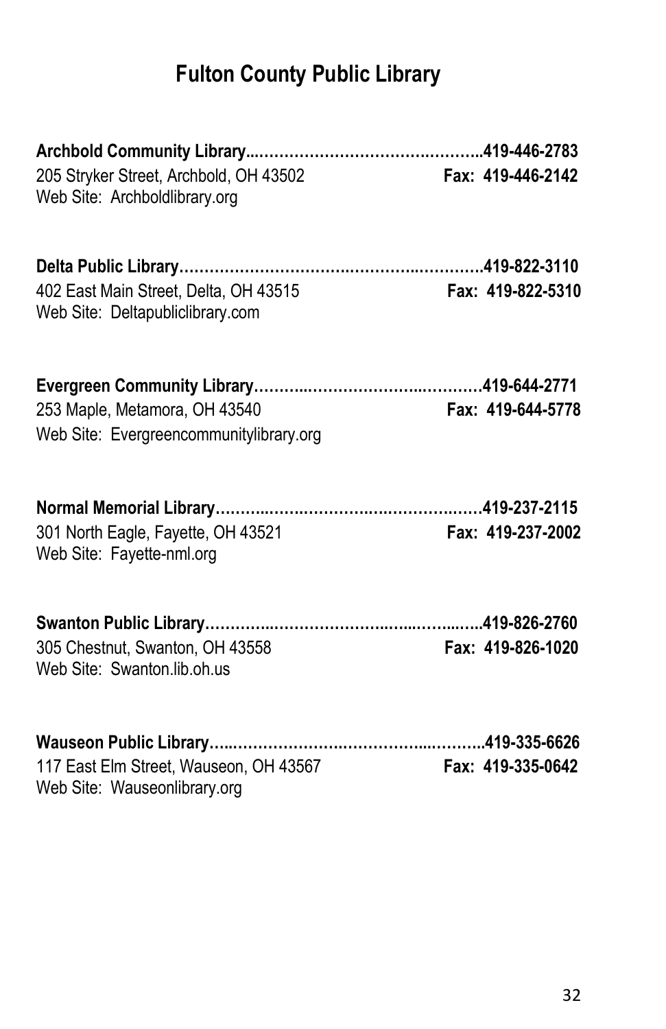# Fulton County Public Library

**Archbold Community Library……………………………………………..419-446-2783**
205 Stryker Street, Archbold, OH 43502 **Fax: 419-446-2142**
Web Site: Archboldlibrary.org

**Delta Public Library……………………………………………………….419-822-3110**
402 East Main Street, Delta, OH 43515 **Fax: 419-822-5310**
Web Site: Deltapubliclibrary.com

**Evergreen Community Library……………………………………………419-644-2771**
253 Maple, Metamora, OH 43540 **Fax: 419-644-5778**
Web Site: Evergreencommunitylibrary.org

**Normal Memorial Library……………………………………………………419-237-2115**
301 North Eagle, Fayette, OH 43521 **Fax: 419-237-2002**
Web Site: Fayette-nml.org

**Swanton Public Library……………………………………………………..419-826-2760**
305 Chestnut, Swanton, OH 43558 **Fax: 419-826-1020**
Web Site: Swanton.lib.oh.us

**Wauseon Public Library……………………………………………………..419-335-6626**
117 East Elm Street, Wauseon, OH 43567 **Fax: 419-335-0642**
Web Site: Wauseonlibrary.org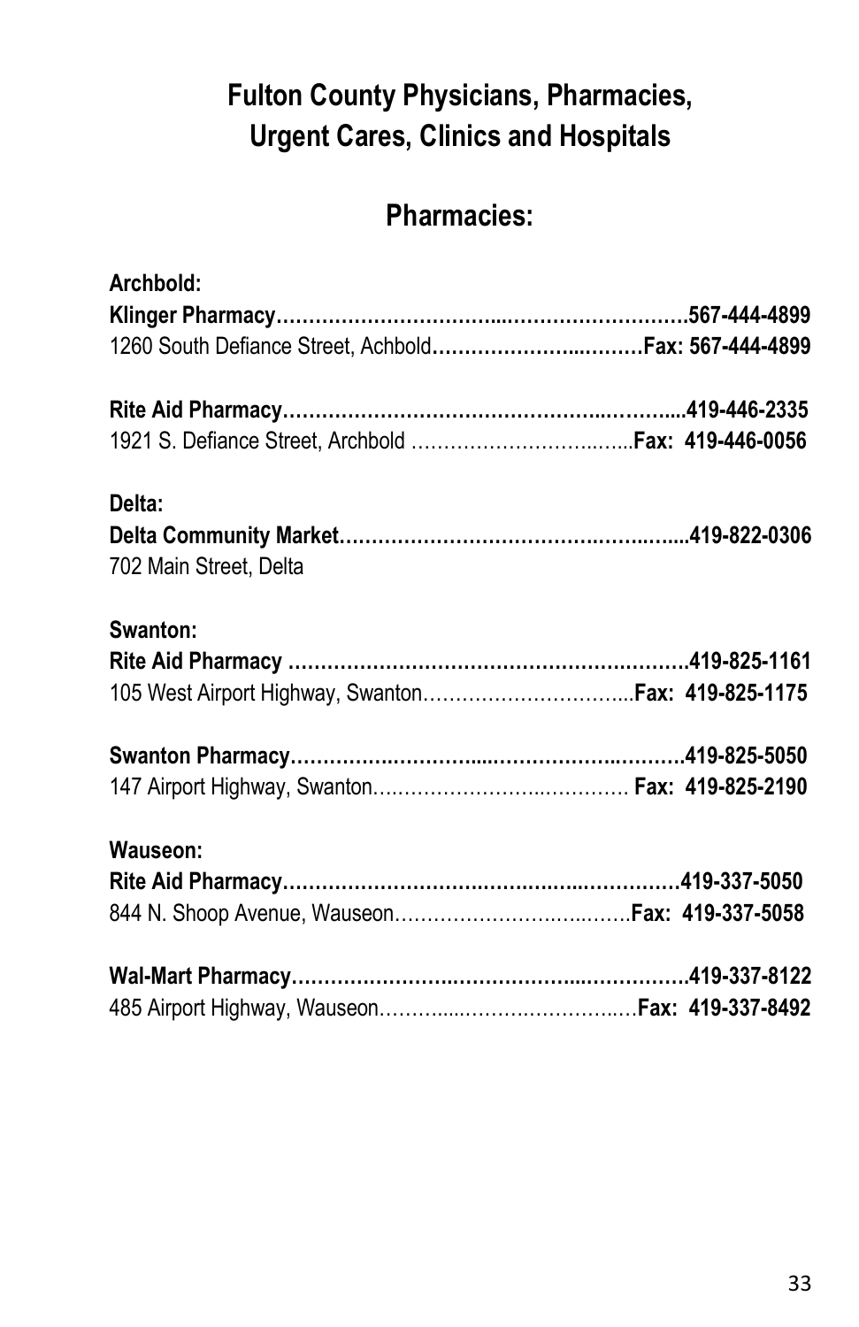# Fulton County Physicians, Pharmacies, Urgent Cares, Clinics and Hospitals

## Pharmacies:

**Archbold:**

**Klinger Pharmacy……………………………...……………………….567-444-4899**
1260 South Defiance Street, Achbold**……………………...………Fax: 567-444-4899**

**Rite Aid Pharmacy………………………………………...………...419-446-2335**
1921 S. Defiance Street, Archbold ……………………………...…...**Fax: 419-446-0056**

**Delta:**

**Delta Community Market……………………………….………..…....419-822-0306**
702 Main Street, Delta

**Swanton:**

**Rite Aid Pharmacy ………………………………………….………….419-825-1161**
105 West Airport Highway, Swanton…………………………....**Fax: 419-825-1175**

**Swanton Pharmacy………………………......……………..……….419-825-5050**
147 Airport Highway, Swanton.……………………..…………. **Fax: 419-825-2190**

**Wauseon:**

**Rite Aid Pharmacy………………………….………..……………419-337-5050**
844 N. Shoop Avenue, Wauseon……………………….…...…….**Fax: 419-337-5058**

**Wal-Mart Pharmacy……………………………………...……………419-337-8122**
485 Airport Highway, Wauseon……….....………….…………..…**Fax: 419-337-8492**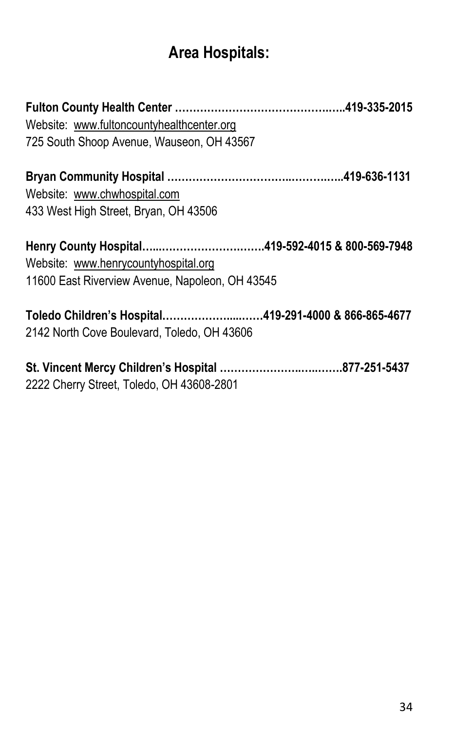## Area Hospitals:

**Fulton County Health Center ……………………………………..…..419-335-2015**
Website: www.fultoncountyhealthcenter.org
725 South Shoop Avenue, Wauseon, OH 43567

**Bryan Community Hospital …………………………...………..…..419-636-1131**
Website: www.chwhospital.com
433 West High Street, Bryan, OH 43506

**Henry County Hospital…...……………….…….419-592-4015 & 800-569-7948**
Website: www.henrycountyhospital.org
11600 East Riverview Avenue, Napoleon, OH 43545

**Toledo Children's Hospital………………....……419-291-4000 & 866-865-4677**
2142 North Cove Boulevard, Toledo, OH 43606

**St. Vincent Mercy Children's Hospital ………………..…..…….877-251-5437**
2222 Cherry Street, Toledo, OH 43608-2801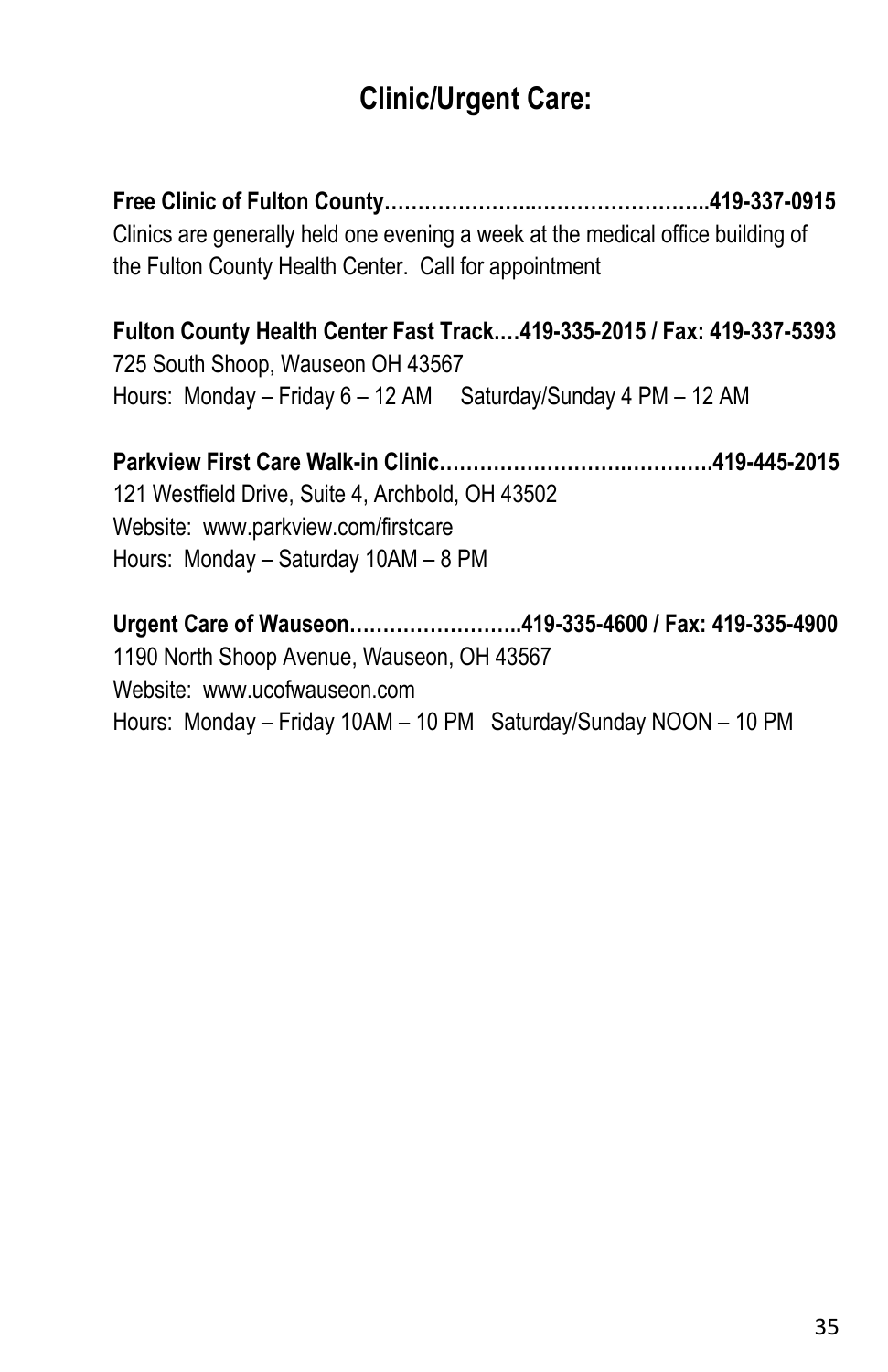# Clinic/Urgent Care:

**Free Clinic of Fulton County……………………..……………………..419-337-0915**
Clinics are generally held one evening a week at the medical office building of the Fulton County Health Center. Call for appointment

**Fulton County Health Center Fast Track.…419-335-2015 / Fax: 419-337-5393**
725 South Shoop, Wauseon OH 43567
Hours: Monday – Friday 6 – 12 AM Saturday/Sunday 4 PM – 12 AM

**Parkview First Care Walk-in Clinic.…………………….…………….419-445-2015**
121 Westfield Drive, Suite 4, Archbold, OH 43502
Website: www.parkview.com/firstcare
Hours: Monday – Saturday 10AM – 8 PM

**Urgent Care of Wauseon……………………..419-335-4600 / Fax: 419-335-4900**
1190 North Shoop Avenue, Wauseon, OH 43567
Website: www.ucofwauseon.com
Hours: Monday – Friday 10AM – 10 PM Saturday/Sunday NOON – 10 PM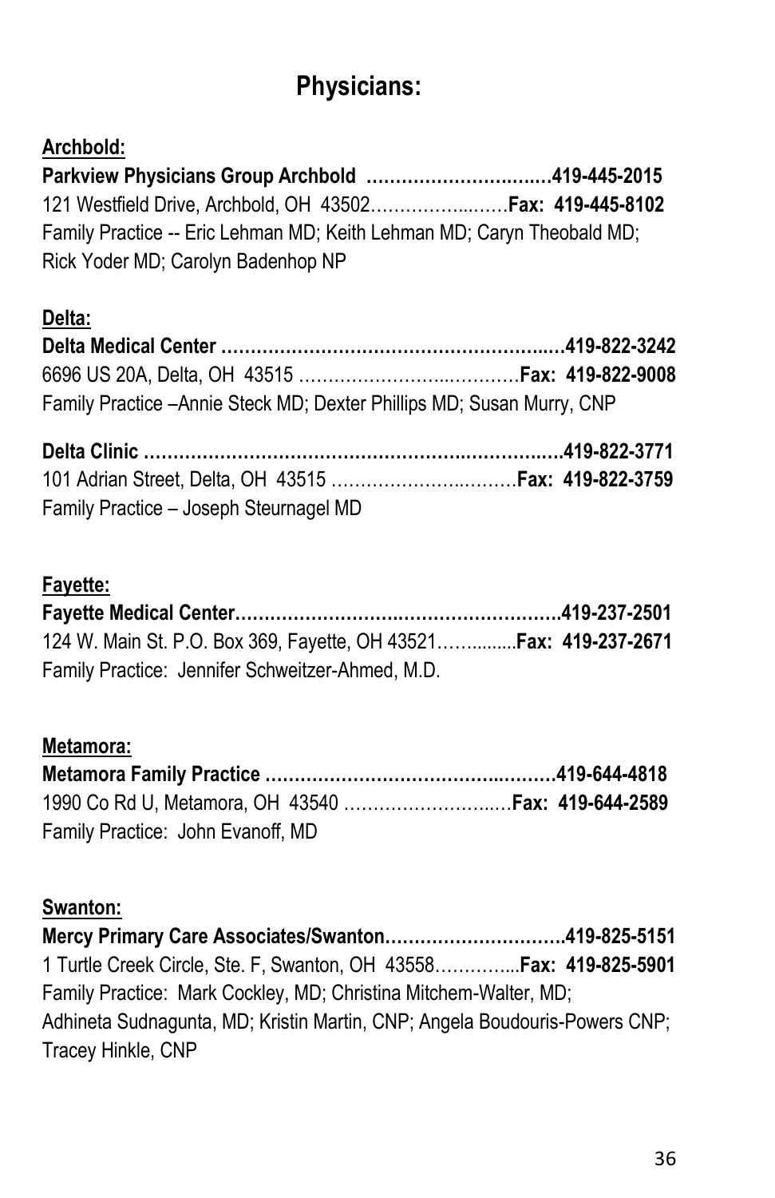# Physicians:

**Archbold:**

**Parkview Physicians Group Archbold ………………………..….419-445-2015**
121 Westfield Drive, Archbold, OH 43502……………...……**Fax: 419-445-8102**
Family Practice -- Eric Lehman MD; Keith Lehman MD; Caryn Theobald MD; Rick Yoder MD; Carolyn Badenhop NP

**Delta:**

**Delta Medical Center …………………………………………….…419-822-3242**
6696 US 20A, Delta, OH 43515 …………………..…………**Fax: 419-822-9008**
Family Practice –Annie Steck MD; Dexter Phillips MD; Susan Murry, CNP

**Delta Clinic ……………………………………………..……….….419-822-3771**
101 Adrian Street, Delta, OH 43515 …………………..………**Fax: 419-822-3759**
Family Practice – Joseph Steurnagel MD

**Fayette:**

**Fayette Medical Center………………….………………….……..419-237-2501**
124 W. Main St. P.O. Box 369, Fayette, OH 43521……........**Fax: 419-237-2671**
Family Practice: Jennifer Schweitzer-Ahmed, M.D.

**Metamora:**

**Metamora Family Practice …………………………..…….…419-644-4818**
1990 Co Rd U, Metamora, OH 43540 ……………………..…**Fax: 419-644-2589**
Family Practice: John Evanoff, MD

**Swanton:**

**Mercy Primary Care Associates/Swanton………………………..419-825-5151**
1 Turtle Creek Circle, Ste. F, Swanton, OH 43558…………...**Fax: 419-825-5901**
Family Practice: Mark Cockley, MD; Christina Mitchem-Walter, MD; Adhineta Sudnagunta, MD; Kristin Martin, CNP; Angela Boudouris-Powers CNP; Tracey Hinkle, CNP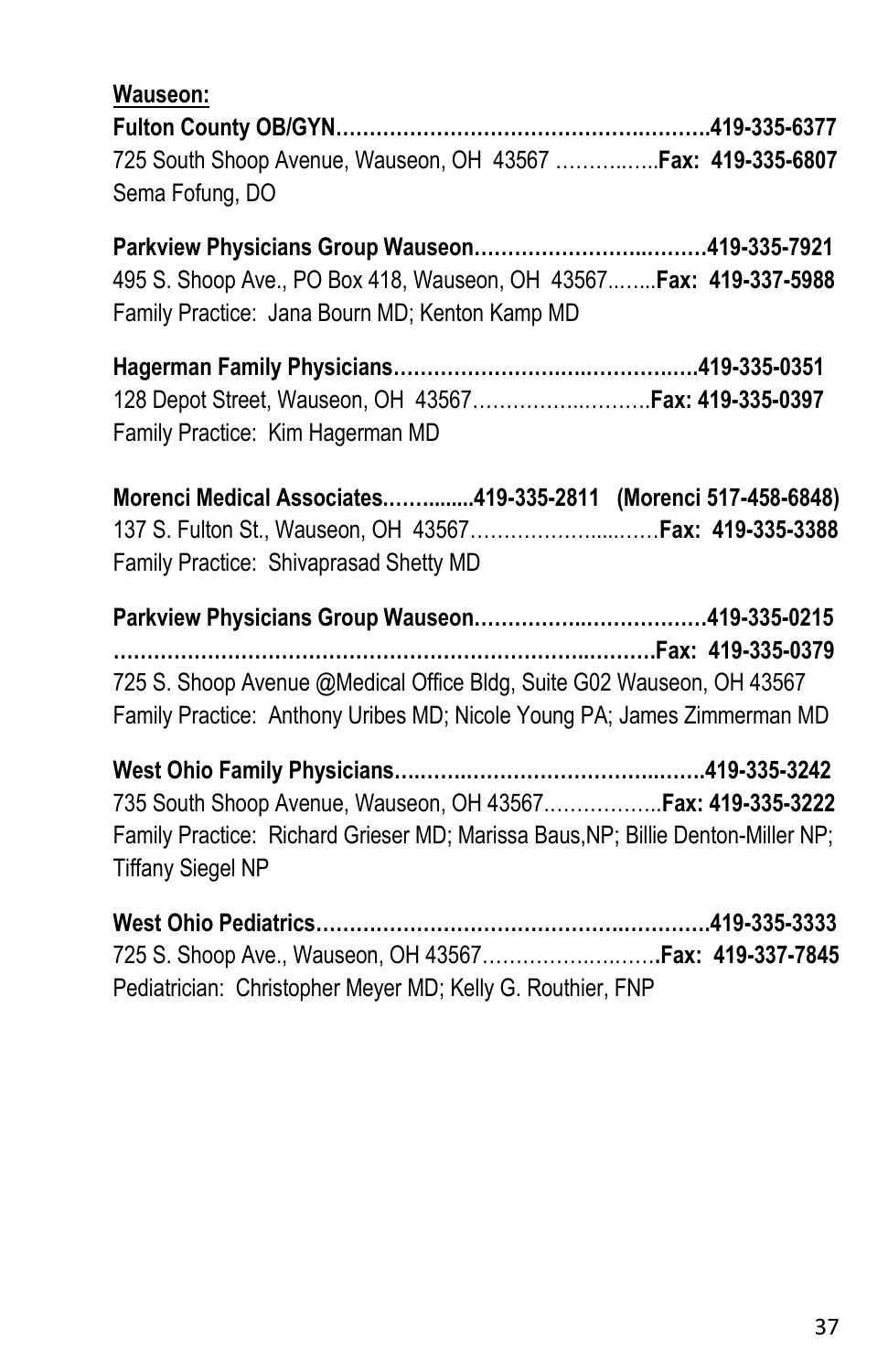**Wauseon:**

**Fulton County OB/GYN……………………………………………….419-335-6377**
725 South Shoop Avenue, Wauseon, OH 43567 ………..…..**Fax: 419-335-6807**
Sema Fofung, DO

**Parkview Physicians Group Wauseon…………………….………419-335-7921**
495 S. Shoop Ave., PO Box 418, Wauseon, OH 43567..…...**Fax: 419-337-5988**
Family Practice: Jana Bourn MD; Kenton Kamp MD

**Hagerman Family Physicians…………………….…………….…419-335-0351**
128 Depot Street, Wauseon, OH 43567…………..……….**Fax: 419-335-0397**
Family Practice: Kim Hagerman MD

**Morenci Medical Associates.…….......419-335-2811 (Morenci 517-458-6848)**
137 S. Fulton St., Wauseon, OH 43567……………....……**Fax: 419-335-3388**
Family Practice: Shivaprasad Shetty MD

**Parkview Physicians Group Wauseon.……………..…………….419-335-0215**
**………………………………………………………..……….Fax: 419-335-0379**
725 S. Shoop Avenue @Medical Office Bldg, Suite G02 Wauseon, OH 43567
Family Practice: Anthony Uribes MD; Nicole Young PA; James Zimmerman MD

**West Ohio Family Physicians….……..…………………….…….419-335-3242**
735 South Shoop Avenue, Wauseon, OH 43567……………...**Fax: 419-335-3222**
Family Practice: Richard Grieser MD; Marissa Baus,NP; Billie Denton-Miller NP; Tiffany Siegel NP

**West Ohio Pediatrics…………………………………..………….419-335-3333**
725 S. Shoop Ave., Wauseon, OH 43567…………….…….**Fax: 419-337-7845**
Pediatrician: Christopher Meyer MD; Kelly G. Routhier, FNP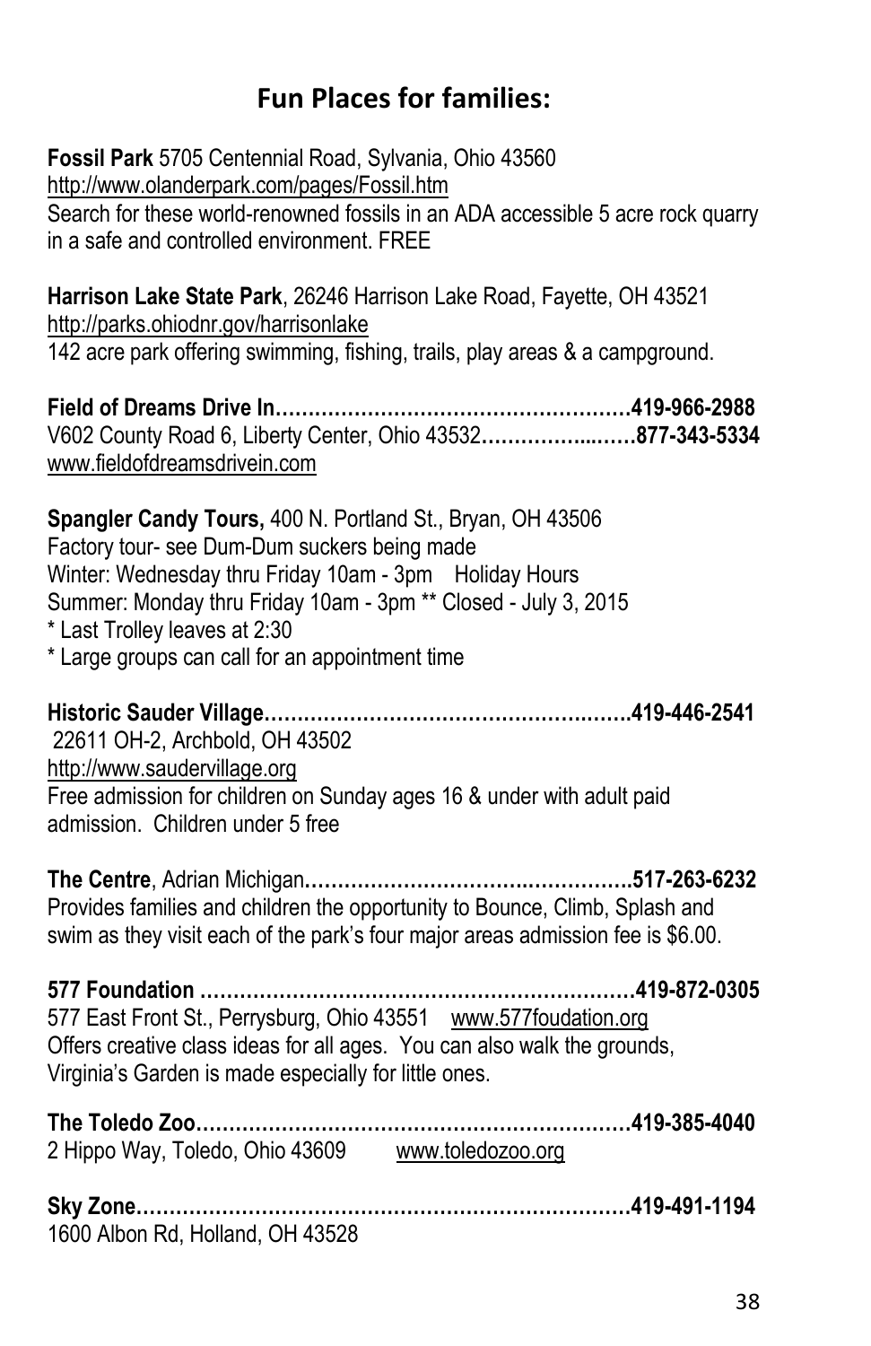## Fun Places for families:

**Fossil Park** 5705 Centennial Road, Sylvania, Ohio 43560
http://www.olanderpark.com/pages/Fossil.htm
Search for these world-renowned fossils in an ADA accessible 5 acre rock quarry in a safe and controlled environment. FREE

**Harrison Lake State Park**, 26246 Harrison Lake Road, Fayette, OH 43521
http://parks.ohiodnr.gov/harrisonlake
142 acre park offering swimming, fishing, trails, play areas & a campground.

**Field of Dreams Drive In………………………………………………419-966-2988**
V602 County Road 6, Liberty Center, Ohio 43532**………………..……877-343-5334**
www.fieldofdreamsdrivein.com

**Spangler Candy Tours,** 400 N. Portland St., Bryan, OH 43506
Factory tour- see Dum-Dum suckers being made
Winter: Wednesday thru Friday 10am - 3pm Holiday Hours
Summer: Monday thru Friday 10am - 3pm ** Closed - July 3, 2015
* Last Trolley leaves at 2:30
* Large groups can call for an appointment time

**Historic Sauder Village………………………………………….…….419-446-2541**
22611 OH-2, Archbold, OH 43502
http://www.saudervillage.org
Free admission for children on Sunday ages 16 & under with adult paid admission. Children under 5 free

**The Centre**, Adrian Michigan**…………………………………..……….517-263-6232**
Provides families and children the opportunity to Bounce, Climb, Splash and swim as they visit each of the park's four major areas admission fee is $6.00.

**577 Foundation …………………………………………………………419-872-0305**
577 East Front St., Perrysburg, Ohio 43551 www.577foudation.org
Offers creative class ideas for all ages. You can also walk the grounds, Virginia's Garden is made especially for little ones.

**The Toledo Zoo…………………………………………………………419-385-4040**
2 Hippo Way, Toledo, Ohio 43609 www.toledozoo.org

**Sky Zone…………………………………………………………………419-491-1194**
1600 Albon Rd, Holland, OH 43528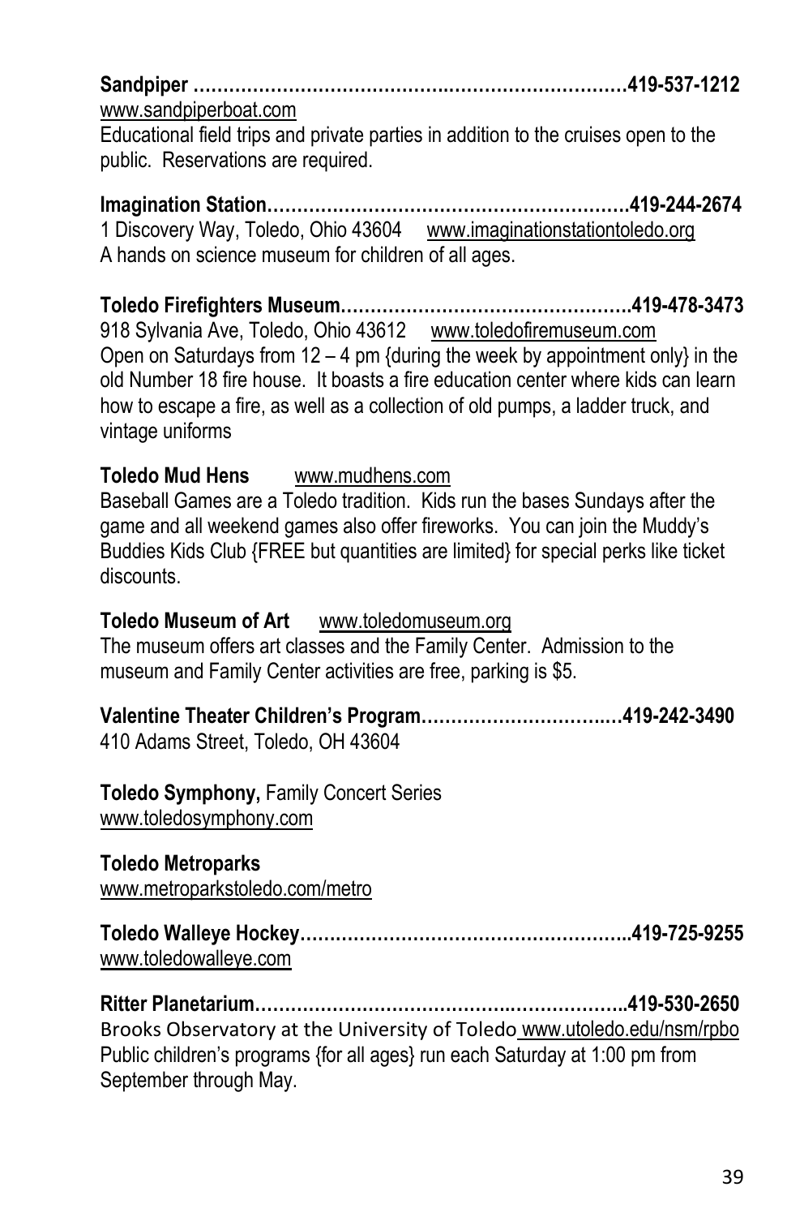**Sandpiper …………………………………………………………………419-537-1212**
www.sandpiperboat.com
Educational field trips and private parties in addition to the cruises open to the public. Reservations are required.

**Imagination Station……………………………………………………419-244-2674**
1 Discovery Way, Toledo, Ohio 43604 www.imaginationstationtoledo.org
A hands on science museum for children of all ages.

**Toledo Firefighters Museum………………………………………..419-478-3473**
918 Sylvania Ave, Toledo, Ohio 43612 www.toledofiremuseum.com
Open on Saturdays from 12 – 4 pm {during the week by appointment only} in the old Number 18 fire house. It boasts a fire education center where kids can learn how to escape a fire, as well as a collection of old pumps, a ladder truck, and vintage uniforms

**Toledo Mud Hens** www.mudhens.com
Baseball Games are a Toledo tradition. Kids run the bases Sundays after the game and all weekend games also offer fireworks. You can join the Muddy's Buddies Kids Club {FREE but quantities are limited} for special perks like ticket discounts.

**Toledo Museum of Art** www.toledomuseum.org
The museum offers art classes and the Family Center. Admission to the museum and Family Center activities are free, parking is $5.

**Valentine Theater Children's Program……………………………419-242-3490**
410 Adams Street, Toledo, OH 43604

**Toledo Symphony,** Family Concert Series
www.toledosymphony.com

**Toledo Metroparks**
www.metroparkstoledo.com/metro

**Toledo Walleye Hockey………………………………………………..419-725-9255**
www.toledowalleye.com

**Ritter Planetarium……………………………………………………..419-530-2650**
Brooks Observatory at the University of Toledo www.utoledo.edu/nsm/rpbo
Public children's programs {for all ages} run each Saturday at 1:00 pm from September through May.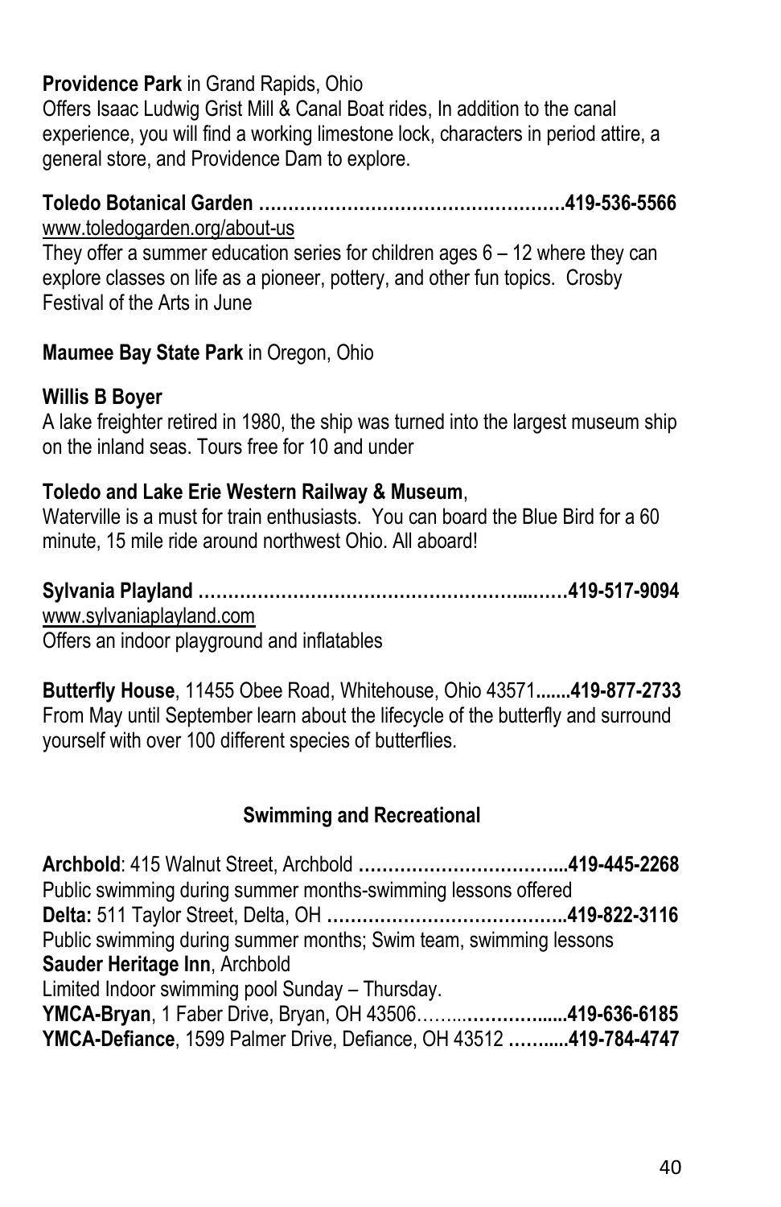**Providence Park** in Grand Rapids, Ohio
Offers Isaac Ludwig Grist Mill & Canal Boat rides, In addition to the canal experience, you will find a working limestone lock, characters in period attire, a general store, and Providence Dam to explore.

**Toledo Botanical Garden ……………………………………………….419-536-5566**
www.toledogarden.org/about-us
They offer a summer education series for children ages 6 – 12 where they can explore classes on life as a pioneer, pottery, and other fun topics. Crosby Festival of the Arts in June

**Maumee Bay State Park** in Oregon, Ohio

**Willis B Boyer**
A lake freighter retired in 1980, the ship was turned into the largest museum ship on the inland seas. Tours free for 10 and under

**Toledo and Lake Erie Western Railway & Museum**,
Waterville is a must for train enthusiasts. You can board the Blue Bird for a 60 minute, 15 mile ride around northwest Ohio. All aboard!

**Sylvania Playland ……………………………………………...……419-517-9094**
www.sylvaniaplayland.com
Offers an indoor playground and inflatables

**Butterfly House**, 11455 Obee Road, Whitehouse, Ohio 43571**.......419-877-2733**
From May until September learn about the lifecycle of the butterfly and surround yourself with over 100 different species of butterflies.

## Swimming and Recreational

**Archbold**: 415 Walnut Street, Archbold **……………………………...419-445-2268**
Public swimming during summer months-swimming lessons offered
**Delta:** 511 Taylor Street, Delta, OH **…………………………………..419-822-3116**
Public swimming during summer months; Swim team, swimming lessons
**Sauder Heritage Inn**, Archbold
Limited Indoor swimming pool Sunday – Thursday.
**YMCA-Bryan**, 1 Faber Drive, Bryan, OH 43506……..**…………....419-636-6185**
**YMCA-Defiance**, 1599 Palmer Drive, Defiance, OH 43512 **……....419-784-4747**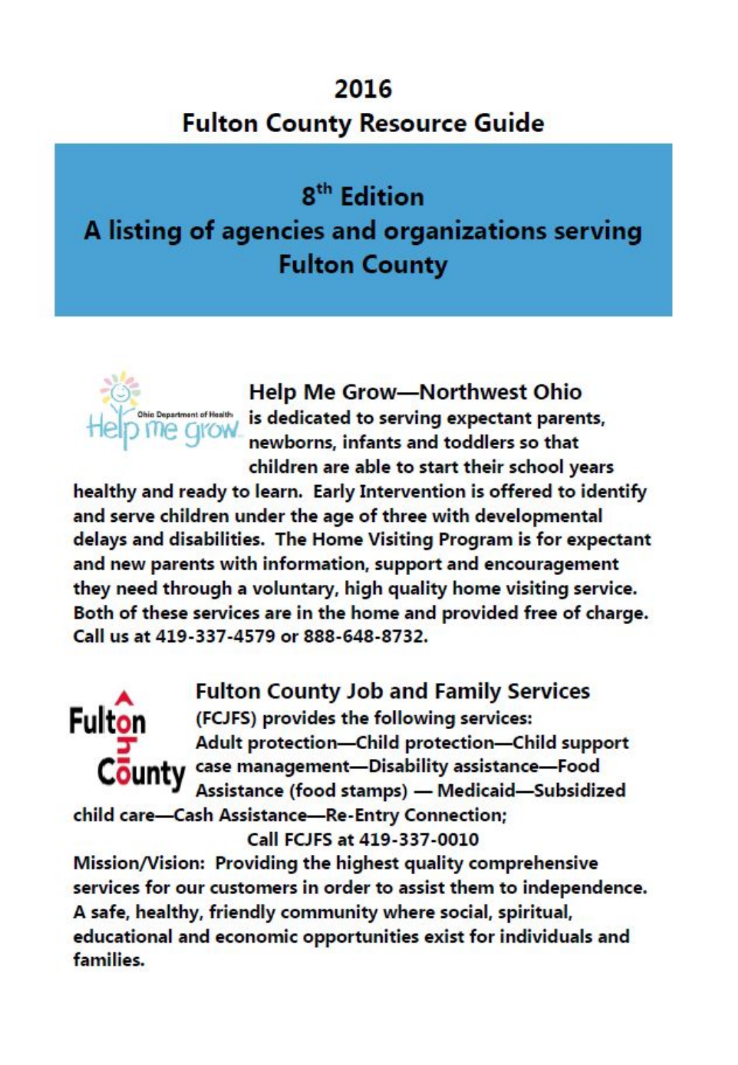# 2016

# Fulton County Resource Guide

## 8th Edition

## A listing of agencies and organizations serving Fulton County

### Help Me Grow—Northwest Ohio

**is dedicated to serving expectant parents, newborns, infants and toddlers so that children are able to start their school years healthy and ready to learn. Early Intervention is offered to identify and serve children under the age of three with developmental delays and disabilities. The Home Visiting Program is for expectant and new parents with information, support and encouragement they need through a voluntary, high quality home visiting service. Both of these services are in the home and provided free of charge. Call us at 419-337-4579 or 888-648-8732.**

### Fulton County Job and Family Services

**(FCJFS) provides the following services: Adult protection—Child protection—Child support case management—Disability assistance—Food Assistance (food stamps) — Medicaid—Subsidized child care—Cash Assistance—Re-Entry Connection;**

**Call FCJFS at 419-337-0010**

**Mission/Vision: Providing the highest quality comprehensive services for our customers in order to assist them to independence. A safe, healthy, friendly community where social, spiritual, educational and economic opportunities exist for individuals and families.**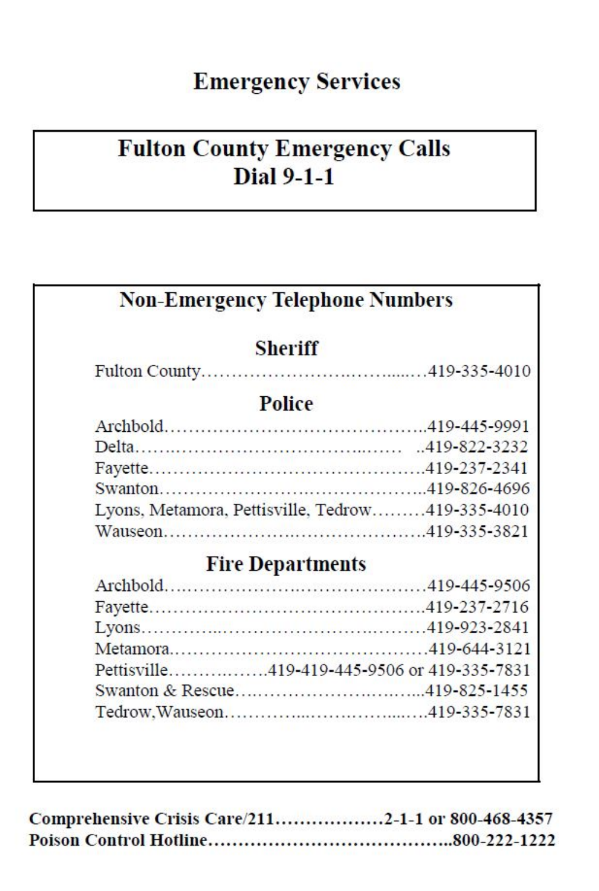# Emergency Services

## Fulton County Emergency Calls
## Dial 9-1-1

## Non-Emergency Telephone Numbers

### Sheriff

Fulton County……………………..……......…419-335-4010

### Police

Archbold……………………………………..419-445-9991
Delta……..…………………………...…… ..419-822-3232
Fayette……………………………………….419-237-2341
Swanton……………………….……………..419-826-4696
Lyons, Metamora, Pettisville, Tedrow………419-335-4010
Wauseon…………………..…………………419-335-3821

### Fire Departments

Archbold…..…………………..……………..419-445-9506
Fayette……………………………………….419-237-2716
Lyons………….…..………………..………419-923-2841
Metamora…………………………………..419-644-3121
Pettisville……….…….419-419-445-9506 or 419-335-7831
Swanton & Rescue….……………….….…...419-825-1455
Tedrow,Wauseon…………....…….……....….419-335-7831

**Comprehensive Crisis Care/211………………2-1-1 or 800-468-4357**
**Poison Control Hotline………………………………..800-222-1222**